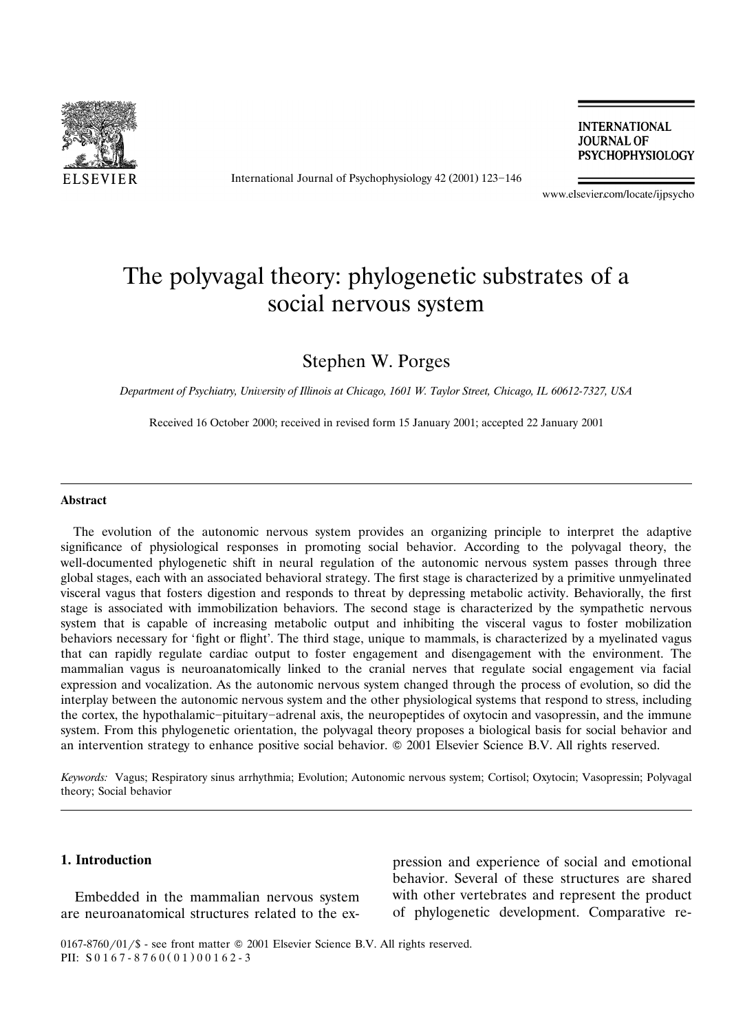# The polyvagal theory: phylogenetic substrates of a social nervous system

Stephen W. Porges

*Department of Psychiatry, University of Illinois at Chicago, 1601 W. Taylor Street, Chicago, IL 60612-7327, USA*

Received 16 October 2000; received in revised form 15 January 2001; accepted 22 January 2001

---

### Abstract

The evolution of the autonomic nervous system provides an organizing principle to interpret the adaptive significance of physiological responses in promoting social behavior. According to the polyvagal theory, the well-documented phylogenetic shift in neural regulation of the autonomic nervous system passes through three global stages, each with an associated behavioral strategy. The first stage is characterized by a primitive unmyelinated visceral vagus that fosters digestion and responds to threat by depressing metabolic activity. Behaviorally, the first stage is associated with immobilization behaviors. The second stage is characterized by the sympathetic nervous system that is capable of increasing metabolic output and inhibiting the visceral vagus to foster mobilization behaviors necessary for 'fight or flight'. The third stage, unique to mammals, is characterized by a myelinated vagus that can rapidly regulate cardiac output to foster engagement and disengagement with the environment. The mammalian vagus is neuroanatomically linked to the cranial nerves that regulate social engagement via facial expression and vocalization. As the autonomic nervous system changed through the process of evolution, so did the interplay between the autonomic nervous system and the other physiological systems that respond to stress, including the cortex, the hypothalamic–pituitary–adrenal axis, the neuropeptides of oxytocin and vasopressin, and the immune system. From this phylogenetic orientation, the polyvagal theory proposes a biological basis for social behavior and an intervention strategy to enhance positive social behavior. © 2001 Elsevier Science B.V. All rights reserved.

*Keywords:* Vagus; Respiratory sinus arrhythmia; Evolution; Autonomic nervous system; Cortisol; Oxytocin; Vasopressin; Polyvagal theory; Social behavior

---

## 1. Introduction

Embedded in the mammalian nervous system are neuroanatomical structures related to the expression and experience of social and emotional behavior. Several of these structures are shared with other vertebrates and represent the product of phylogenetic development. Comparative re-

0167-8760/01/$ - see front matter © 2001 Elsevier Science B.V. All rights reserved.
PII: S0167-8760(01)00162-3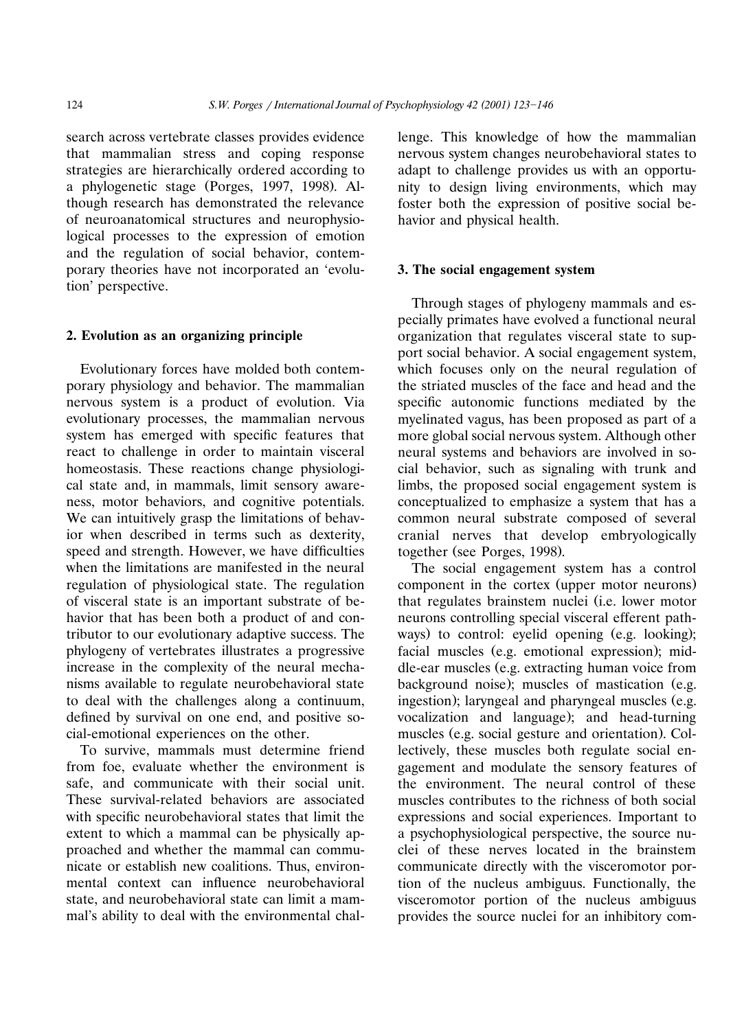search across vertebrate classes provides evidence that mammalian stress and coping response strategies are hierarchically ordered according to a phylogenetic stage (Porges, 1997, 1998). Although research has demonstrated the relevance of neuroanatomical structures and neurophysiological processes to the expression of emotion and the regulation of social behavior, contemporary theories have not incorporated an 'evolution' perspective.

## 2. Evolution as an organizing principle

Evolutionary forces have molded both contemporary physiology and behavior. The mammalian nervous system is a product of evolution. Via evolutionary processes, the mammalian nervous system has emerged with specific features that react to challenge in order to maintain visceral homeostasis. These reactions change physiological state and, in mammals, limit sensory awareness, motor behaviors, and cognitive potentials. We can intuitively grasp the limitations of behavior when described in terms such as dexterity, speed and strength. However, we have difficulties when the limitations are manifested in the neural regulation of physiological state. The regulation of visceral state is an important substrate of behavior that has been both a product of and contributor to our evolutionary adaptive success. The phylogeny of vertebrates illustrates a progressive increase in the complexity of the neural mechanisms available to regulate neurobehavioral state to deal with the challenges along a continuum, defined by survival on one end, and positive social-emotional experiences on the other.

To survive, mammals must determine friend from foe, evaluate whether the environment is safe, and communicate with their social unit. These survival-related behaviors are associated with specific neurobehavioral states that limit the extent to which a mammal can be physically approached and whether the mammal can communicate or establish new coalitions. Thus, environmental context can influence neurobehavioral state, and neurobehavioral state can limit a mammal's ability to deal with the environmental challenge. This knowledge of how the mammalian nervous system changes neurobehavioral states to adapt to challenge provides us with an opportunity to design living environments, which may foster both the expression of positive social behavior and physical health.

## 3. The social engagement system

Through stages of phylogeny mammals and especially primates have evolved a functional neural organization that regulates visceral state to support social behavior. A social engagement system, which focuses only on the neural regulation of the striated muscles of the face and head and the specific autonomic functions mediated by the myelinated vagus, has been proposed as part of a more global social nervous system. Although other neural systems and behaviors are involved in social behavior, such as signaling with trunk and limbs, the proposed social engagement system is conceptualized to emphasize a system that has a common neural substrate composed of several cranial nerves that develop embryologically together (see Porges, 1998).

The social engagement system has a control component in the cortex (upper motor neurons) that regulates brainstem nuclei (i.e. lower motor neurons controlling special visceral efferent pathways) to control: eyelid opening (e.g. looking); facial muscles (e.g. emotional expression); middle-ear muscles (e.g. extracting human voice from background noise); muscles of mastication (e.g. ingestion); laryngeal and pharyngeal muscles (e.g. vocalization and language); and head-turning muscles (e.g. social gesture and orientation). Collectively, these muscles both regulate social engagement and modulate the sensory features of the environment. The neural control of these muscles contributes to the richness of both social expressions and social experiences. Important to a psychophysiological perspective, the source nuclei of these nerves located in the brainstem communicate directly with the visceromotor portion of the nucleus ambiguus. Functionally, the visceromotor portion of the nucleus ambiguus provides the source nuclei for an inhibitory com-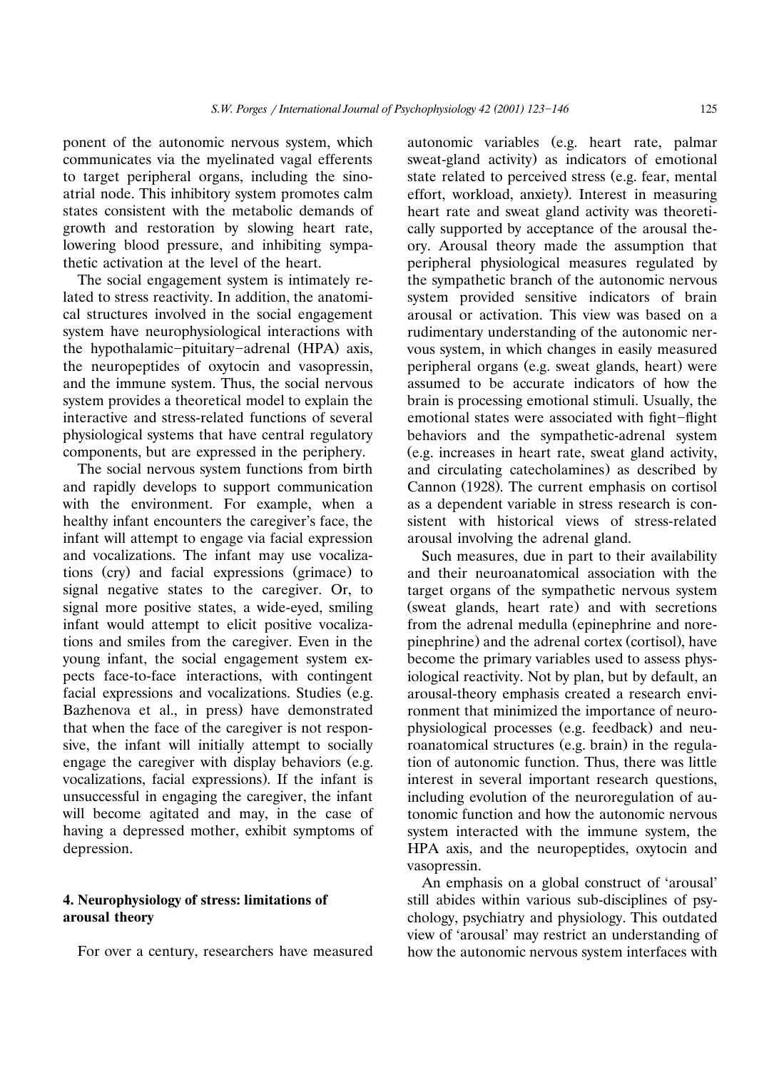ponent of the autonomic nervous system, which communicates via the myelinated vagal efferents to target peripheral organs, including the sinoatrial node. This inhibitory system promotes calm states consistent with the metabolic demands of growth and restoration by slowing heart rate, lowering blood pressure, and inhibiting sympathetic activation at the level of the heart.

The social engagement system is intimately related to stress reactivity. In addition, the anatomical structures involved in the social engagement system have neurophysiological interactions with the hypothalamic–pituitary–adrenal (HPA) axis, the neuropeptides of oxytocin and vasopressin, and the immune system. Thus, the social nervous system provides a theoretical model to explain the interactive and stress-related functions of several physiological systems that have central regulatory components, but are expressed in the periphery.

The social nervous system functions from birth and rapidly develops to support communication with the environment. For example, when a healthy infant encounters the caregiver's face, the infant will attempt to engage via facial expression and vocalizations. The infant may use vocalizations (cry) and facial expressions (grimace) to signal negative states to the caregiver. Or, to signal more positive states, a wide-eyed, smiling infant would attempt to elicit positive vocalizations and smiles from the caregiver. Even in the young infant, the social engagement system expects face-to-face interactions, with contingent facial expressions and vocalizations. Studies (e.g. Bazhenova et al., in press) have demonstrated that when the face of the caregiver is not responsive, the infant will initially attempt to socially engage the caregiver with display behaviors (e.g. vocalizations, facial expressions). If the infant is unsuccessful in engaging the caregiver, the infant will become agitated and may, in the case of having a depressed mother, exhibit symptoms of depression.

## 4. Neurophysiology of stress: limitations of arousal theory

For over a century, researchers have measured autonomic variables (e.g. heart rate, palmar sweat-gland activity) as indicators of emotional state related to perceived stress (e.g. fear, mental effort, workload, anxiety). Interest in measuring heart rate and sweat gland activity was theoretically supported by acceptance of the arousal theory. Arousal theory made the assumption that peripheral physiological measures regulated by the sympathetic branch of the autonomic nervous system provided sensitive indicators of brain arousal or activation. This view was based on a rudimentary understanding of the autonomic nervous system, in which changes in easily measured peripheral organs (e.g. sweat glands, heart) were assumed to be accurate indicators of how the brain is processing emotional stimuli. Usually, the emotional states were associated with fight–flight behaviors and the sympathetic-adrenal system (e.g. increases in heart rate, sweat gland activity, and circulating catecholamines) as described by Cannon (1928). The current emphasis on cortisol as a dependent variable in stress research is consistent with historical views of stress-related arousal involving the adrenal gland.

Such measures, due in part to their availability and their neuroanatomical association with the target organs of the sympathetic nervous system (sweat glands, heart rate) and with secretions from the adrenal medulla (epinephrine and norepinephrine) and the adrenal cortex (cortisol), have become the primary variables used to assess physiological reactivity. Not by plan, but by default, an arousal-theory emphasis created a research environment that minimized the importance of neurophysiological processes (e.g. feedback) and neuroanatomical structures (e.g. brain) in the regulation of autonomic function. Thus, there was little interest in several important research questions, including evolution of the neuroregulation of autonomic function and how the autonomic nervous system interacted with the immune system, the HPA axis, and the neuropeptides, oxytocin and vasopressin.

An emphasis on a global construct of 'arousal' still abides within various sub-disciplines of psychology, psychiatry and physiology. This outdated view of 'arousal' may restrict an understanding of how the autonomic nervous system interfaces with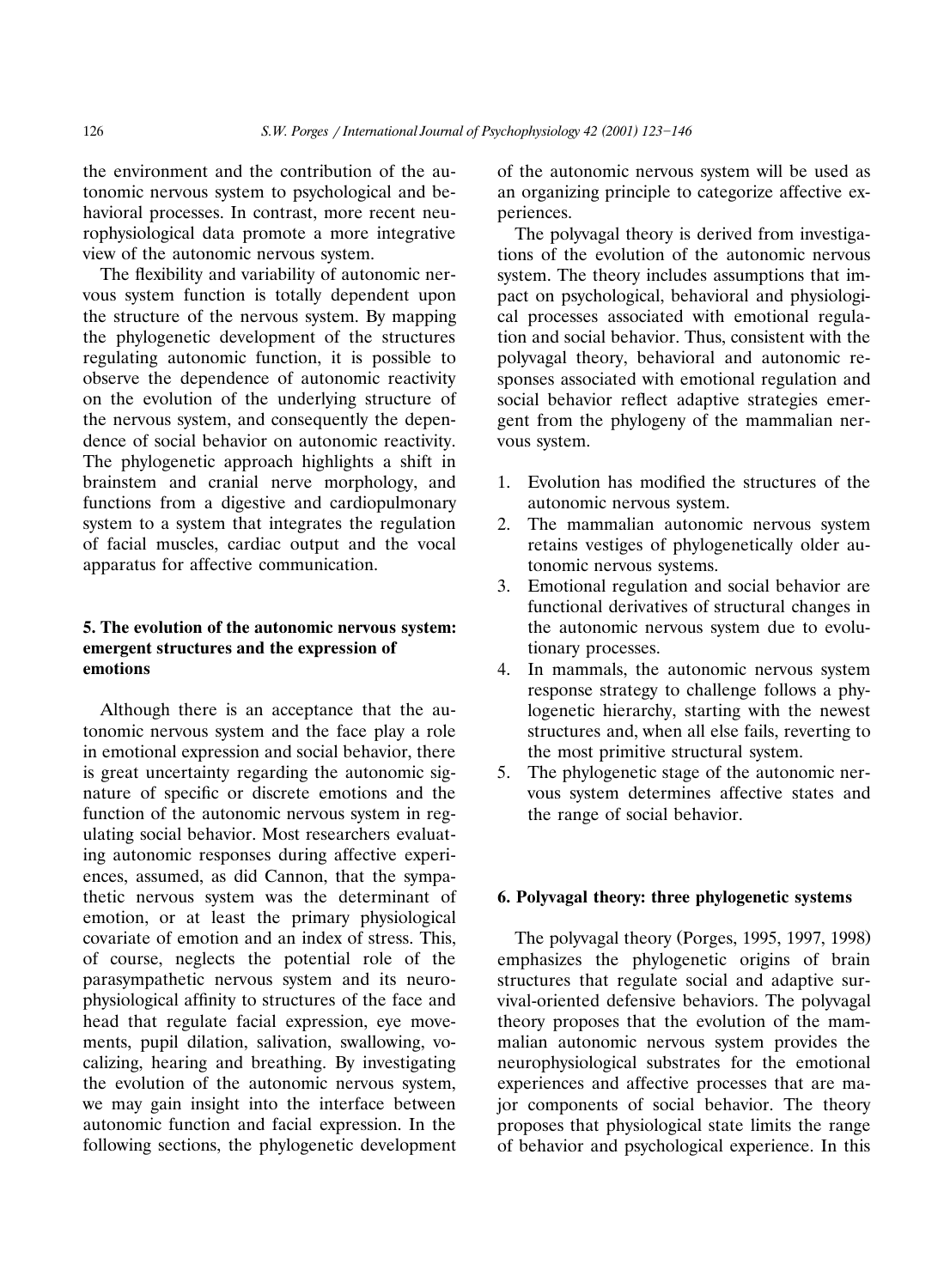the environment and the contribution of the autonomic nervous system to psychological and behavioral processes. In contrast, more recent neurophysiological data promote a more integrative view of the autonomic nervous system.

The flexibility and variability of autonomic nervous system function is totally dependent upon the structure of the nervous system. By mapping the phylogenetic development of the structures regulating autonomic function, it is possible to observe the dependence of autonomic reactivity on the evolution of the underlying structure of the nervous system, and consequently the dependence of social behavior on autonomic reactivity. The phylogenetic approach highlights a shift in brainstem and cranial nerve morphology, and functions from a digestive and cardiopulmonary system to a system that integrates the regulation of facial muscles, cardiac output and the vocal apparatus for affective communication.

## 5. The evolution of the autonomic nervous system: emergent structures and the expression of emotions

Although there is an acceptance that the autonomic nervous system and the face play a role in emotional expression and social behavior, there is great uncertainty regarding the autonomic signature of specific or discrete emotions and the function of the autonomic nervous system in regulating social behavior. Most researchers evaluating autonomic responses during affective experiences, assumed, as did Cannon, that the sympathetic nervous system was the determinant of emotion, or at least the primary physiological covariate of emotion and an index of stress. This, of course, neglects the potential role of the parasympathetic nervous system and its neurophysiological affinity to structures of the face and head that regulate facial expression, eye movements, pupil dilation, salivation, swallowing, vocalizing, hearing and breathing. By investigating the evolution of the autonomic nervous system, we may gain insight into the interface between autonomic function and facial expression. In the following sections, the phylogenetic development of the autonomic nervous system will be used as an organizing principle to categorize affective experiences.

The polyvagal theory is derived from investigations of the evolution of the autonomic nervous system. The theory includes assumptions that impact on psychological, behavioral and physiological processes associated with emotional regulation and social behavior. Thus, consistent with the polyvagal theory, behavioral and autonomic responses associated with emotional regulation and social behavior reflect adaptive strategies emergent from the phylogeny of the mammalian nervous system.

1. Evolution has modified the structures of the autonomic nervous system.
2. The mammalian autonomic nervous system retains vestiges of phylogenetically older autonomic nervous systems.
3. Emotional regulation and social behavior are functional derivatives of structural changes in the autonomic nervous system due to evolutionary processes.
4. In mammals, the autonomic nervous system response strategy to challenge follows a phylogenetic hierarchy, starting with the newest structures and, when all else fails, reverting to the most primitive structural system.
5. The phylogenetic stage of the autonomic nervous system determines affective states and the range of social behavior.

## 6. Polyvagal theory: three phylogenetic systems

The polyvagal theory (Porges, 1995, 1997, 1998) emphasizes the phylogenetic origins of brain structures that regulate social and adaptive survival-oriented defensive behaviors. The polyvagal theory proposes that the evolution of the mammalian autonomic nervous system provides the neurophysiological substrates for the emotional experiences and affective processes that are major components of social behavior. The theory proposes that physiological state limits the range of behavior and psychological experience. In this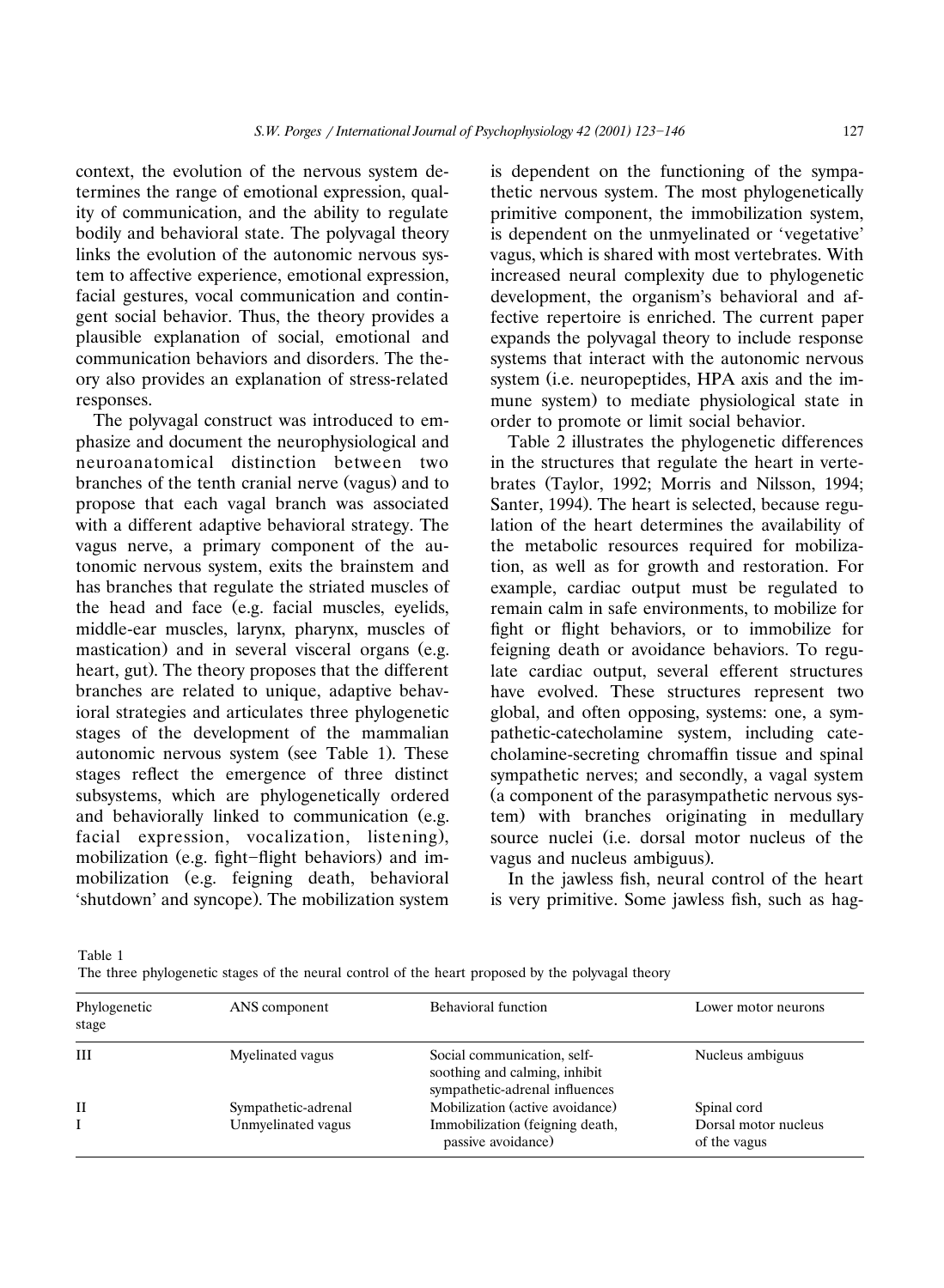context, the evolution of the nervous system determines the range of emotional expression, quality of communication, and the ability to regulate bodily and behavioral state. The polyvagal theory links the evolution of the autonomic nervous system to affective experience, emotional expression, facial gestures, vocal communication and contingent social behavior. Thus, the theory provides a plausible explanation of social, emotional and communication behaviors and disorders. The theory also provides an explanation of stress-related responses.

The polyvagal construct was introduced to emphasize and document the neurophysiological and neuroanatomical distinction between two branches of the tenth cranial nerve (vagus) and to propose that each vagal branch was associated with a different adaptive behavioral strategy. The vagus nerve, a primary component of the autonomic nervous system, exits the brainstem and has branches that regulate the striated muscles of the head and face (e.g. facial muscles, eyelids, middle-ear muscles, larynx, pharynx, muscles of mastication) and in several visceral organs (e.g. heart, gut). The theory proposes that the different branches are related to unique, adaptive behavioral strategies and articulates three phylogenetic stages of the development of the mammalian autonomic nervous system (see Table 1). These stages reflect the emergence of three distinct subsystems, which are phylogenetically ordered and behaviorally linked to communication (e.g. facial expression, vocalization, listening), mobilization (e.g. fight–flight behaviors) and immobilization (e.g. feigning death, behavioral 'shutdown' and syncope). The mobilization system is dependent on the functioning of the sympathetic nervous system. The most phylogenetically primitive component, the immobilization system, is dependent on the unmyelinated or 'vegetative' vagus, which is shared with most vertebrates. With increased neural complexity due to phylogenetic development, the organism's behavioral and affective repertoire is enriched. The current paper expands the polyvagal theory to include response systems that interact with the autonomic nervous system (i.e. neuropeptides, HPA axis and the immune system) to mediate physiological state in order to promote or limit social behavior.

Table 2 illustrates the phylogenetic differences in the structures that regulate the heart in vertebrates (Taylor, 1992; Morris and Nilsson, 1994; Santer, 1994). The heart is selected, because regulation of the heart determines the availability of the metabolic resources required for mobilization, as well as for growth and restoration. For example, cardiac output must be regulated to remain calm in safe environments, to mobilize for fight or flight behaviors, or to immobilize for feigning death or avoidance behaviors. To regulate cardiac output, several efferent structures have evolved. These structures represent two global, and often opposing, systems: one, a sympathetic-catecholamine system, including catecholamine-secreting chromaffin tissue and spinal sympathetic nerves; and secondly, a vagal system (a component of the parasympathetic nervous system) with branches originating in medullary source nuclei (i.e. dorsal motor nucleus of the vagus and nucleus ambiguus).

In the jawless fish, neural control of the heart is very primitive. Some jawless fish, such as hag-

Table 1
The three phylogenetic stages of the neural control of the heart proposed by the polyvagal theory

| Phylogenetic stage | ANS component | Behavioral function | Lower motor neurons |
|---|---|---|---|
| III | Myelinated vagus | Social communication, self-soothing and calming, inhibit sympathetic-adrenal influences | Nucleus ambiguus |
| II | Sympathetic-adrenal | Mobilization (active avoidance) | Spinal cord |
| I | Unmyelinated vagus | Immobilization (feigning death, passive avoidance) | Dorsal motor nucleus of the vagus |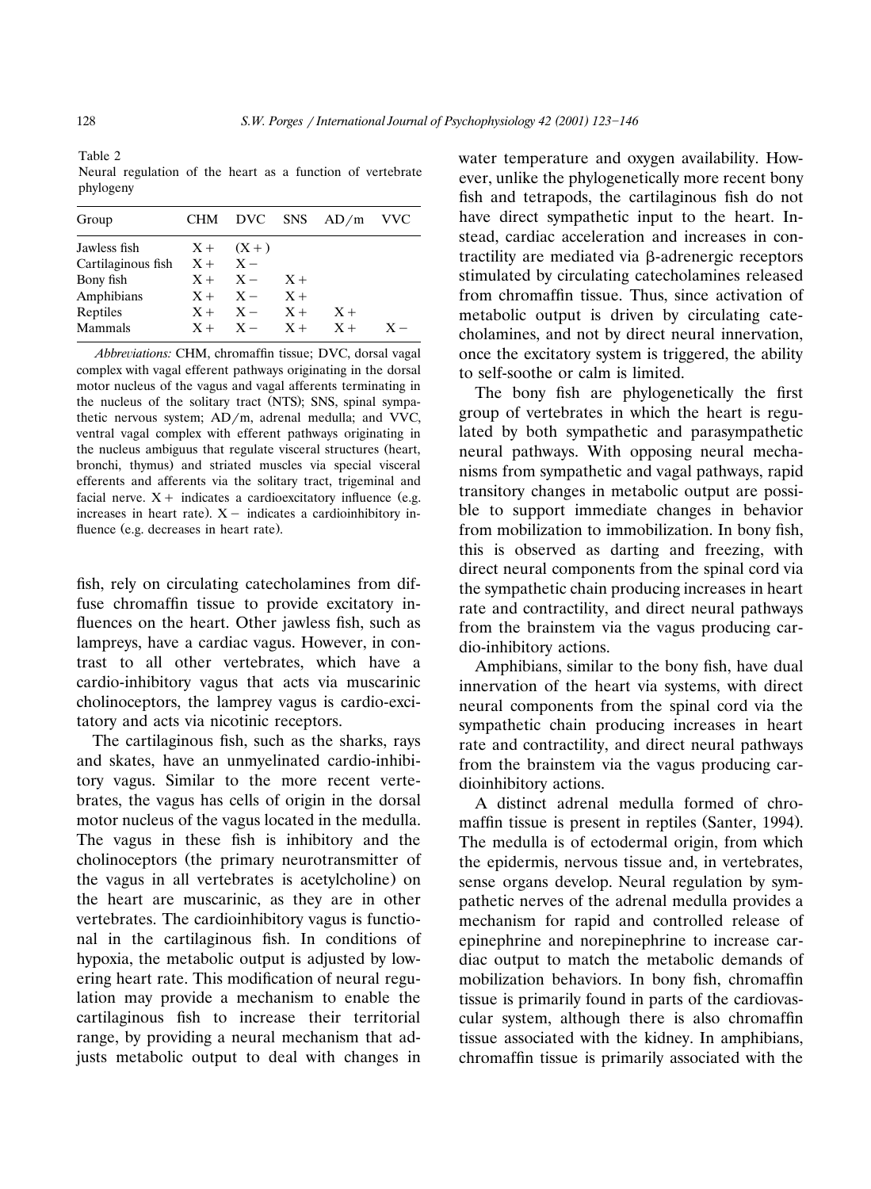Table 2
Neural regulation of the heart as a function of vertebrate phylogeny

| Group | CHM | DVC | SNS | AD/m | VVC |
|---|---|---|---|---|---|
| Jawless fish | X+ | (X+) | | | |
| Cartilaginous fish | X+ | X− | | | |
| Bony fish | X+ | X− | X+ | | |
| Amphibians | X+ | X− | X+ | | |
| Reptiles | X+ | X− | X+ | X+ | |
| Mammals | X+ | X− | X+ | X+ | X− |

*Abbreviations:* CHM, chromaffin tissue; DVC, dorsal vagal complex with vagal efferent pathways originating in the dorsal motor nucleus of the vagus and vagal afferents terminating in the nucleus of the solitary tract (NTS); SNS, spinal sympathetic nervous system; AD/m, adrenal medulla; and VVC, ventral vagal complex with efferent pathways originating in the nucleus ambiguus that regulate visceral structures (heart, bronchi, thymus) and striated muscles via special visceral efferents and afferents via the solitary tract, trigeminal and facial nerve. X+ indicates a cardioexcitatory influence (e.g. increases in heart rate). X− indicates a cardioinhibitory influence (e.g. decreases in heart rate).

fish, rely on circulating catecholamines from diffuse chromaffin tissue to provide excitatory influences on the heart. Other jawless fish, such as lampreys, have a cardiac vagus. However, in contrast to all other vertebrates, which have a cardio-inhibitory vagus that acts via muscarinic cholinoceptors, the lamprey vagus is cardio-excitatory and acts via nicotinic receptors.

The cartilaginous fish, such as the sharks, rays and skates, have an unmyelinated cardio-inhibitory vagus. Similar to the more recent vertebrates, the vagus has cells of origin in the dorsal motor nucleus of the vagus located in the medulla. The vagus in these fish is inhibitory and the cholinoceptors (the primary neurotransmitter of the vagus in all vertebrates is acetylcholine) on the heart are muscarinic, as they are in other vertebrates. The cardioinhibitory vagus is functional in the cartilaginous fish. In conditions of hypoxia, the metabolic output is adjusted by lowering heart rate. This modification of neural regulation may provide a mechanism to enable the cartilaginous fish to increase their territorial range, by providing a neural mechanism that adjusts metabolic output to deal with changes in water temperature and oxygen availability. However, unlike the phylogenetically more recent bony fish and tetrapods, the cartilaginous fish do not have direct sympathetic input to the heart. Instead, cardiac acceleration and increases in contractility are mediated via β-adrenergic receptors stimulated by circulating catecholamines released from chromaffin tissue. Thus, since activation of metabolic output is driven by circulating catecholamines, and not by direct neural innervation, once the excitatory system is triggered, the ability to self-soothe or calm is limited.

The bony fish are phylogenetically the first group of vertebrates in which the heart is regulated by both sympathetic and parasympathetic neural pathways. With opposing neural mechanisms from sympathetic and vagal pathways, rapid transitory changes in metabolic output are possible to support immediate changes in behavior from mobilization to immobilization. In bony fish, this is observed as darting and freezing, with direct neural components from the spinal cord via the sympathetic chain producing increases in heart rate and contractility, and direct neural pathways from the brainstem via the vagus producing cardio-inhibitory actions.

Amphibians, similar to the bony fish, have dual innervation of the heart via systems, with direct neural components from the spinal cord via the sympathetic chain producing increases in heart rate and contractility, and direct neural pathways from the brainstem via the vagus producing cardioinhibitory actions.

A distinct adrenal medulla formed of chromaffin tissue is present in reptiles (Santer, 1994). The medulla is of ectodermal origin, from which the epidermis, nervous tissue and, in vertebrates, sense organs develop. Neural regulation by sympathetic nerves of the adrenal medulla provides a mechanism for rapid and controlled release of epinephrine and norepinephrine to increase cardiac output to match the metabolic demands of mobilization behaviors. In bony fish, chromaffin tissue is primarily found in parts of the cardiovascular system, although there is also chromaffin tissue associated with the kidney. In amphibians, chromaffin tissue is primarily associated with the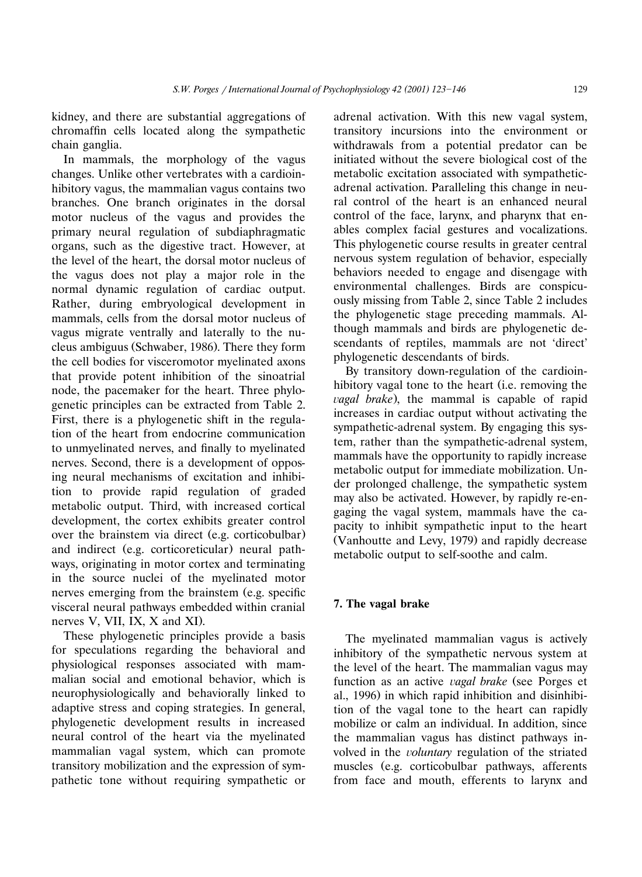kidney, and there are substantial aggregations of chromaffin cells located along the sympathetic chain ganglia.

In mammals, the morphology of the vagus changes. Unlike other vertebrates with a cardioinhibitory vagus, the mammalian vagus contains two branches. One branch originates in the dorsal motor nucleus of the vagus and provides the primary neural regulation of subdiaphragmatic organs, such as the digestive tract. However, at the level of the heart, the dorsal motor nucleus of the vagus does not play a major role in the normal dynamic regulation of cardiac output. Rather, during embryological development in mammals, cells from the dorsal motor nucleus of vagus migrate ventrally and laterally to the nucleus ambiguus (Schwaber, 1986). There they form the cell bodies for visceromotor myelinated axons that provide potent inhibition of the sinoatrial node, the pacemaker for the heart. Three phylogenetic principles can be extracted from Table 2. First, there is a phylogenetic shift in the regulation of the heart from endocrine communication to unmyelinated nerves, and finally to myelinated nerves. Second, there is a development of opposing neural mechanisms of excitation and inhibition to provide rapid regulation of graded metabolic output. Third, with increased cortical development, the cortex exhibits greater control over the brainstem via direct (e.g. corticobulbar) and indirect (e.g. corticoreticular) neural pathways, originating in motor cortex and terminating in the source nuclei of the myelinated motor nerves emerging from the brainstem (e.g. specific visceral neural pathways embedded within cranial nerves V, VII, IX, X and XI).

These phylogenetic principles provide a basis for speculations regarding the behavioral and physiological responses associated with mammalian social and emotional behavior, which is neurophysiologically and behaviorally linked to adaptive stress and coping strategies. In general, phylogenetic development results in increased neural control of the heart via the myelinated mammalian vagal system, which can promote transitory mobilization and the expression of sympathetic tone without requiring sympathetic or adrenal activation. With this new vagal system, transitory incursions into the environment or withdrawals from a potential predator can be initiated without the severe biological cost of the metabolic excitation associated with sympathetic-adrenal activation. Paralleling this change in neural control of the heart is an enhanced neural control of the face, larynx, and pharynx that enables complex facial gestures and vocalizations. This phylogenetic course results in greater central nervous system regulation of behavior, especially behaviors needed to engage and disengage with environmental challenges. Birds are conspicuously missing from Table 2, since Table 2 includes the phylogenetic stage preceding mammals. Although mammals and birds are phylogenetic descendants of reptiles, mammals are not 'direct' phylogenetic descendants of birds.

By transitory down-regulation of the cardioinhibitory vagal tone to the heart (i.e. removing the *vagal brake*), the mammal is capable of rapid increases in cardiac output without activating the sympathetic-adrenal system. By engaging this system, rather than the sympathetic-adrenal system, mammals have the opportunity to rapidly increase metabolic output for immediate mobilization. Under prolonged challenge, the sympathetic system may also be activated. However, by rapidly re-engaging the vagal system, mammals have the capacity to inhibit sympathetic input to the heart (Vanhoutte and Levy, 1979) and rapidly decrease metabolic output to self-soothe and calm.

## 7. The vagal brake

The myelinated mammalian vagus is actively inhibitory of the sympathetic nervous system at the level of the heart. The mammalian vagus may function as an active *vagal brake* (see Porges et al., 1996) in which rapid inhibition and disinhibition of the vagal tone to the heart can rapidly mobilize or calm an individual. In addition, since the mammalian vagus has distinct pathways involved in the *voluntary* regulation of the striated muscles (e.g. corticobulbar pathways, afferents from face and mouth, efferents to larynx and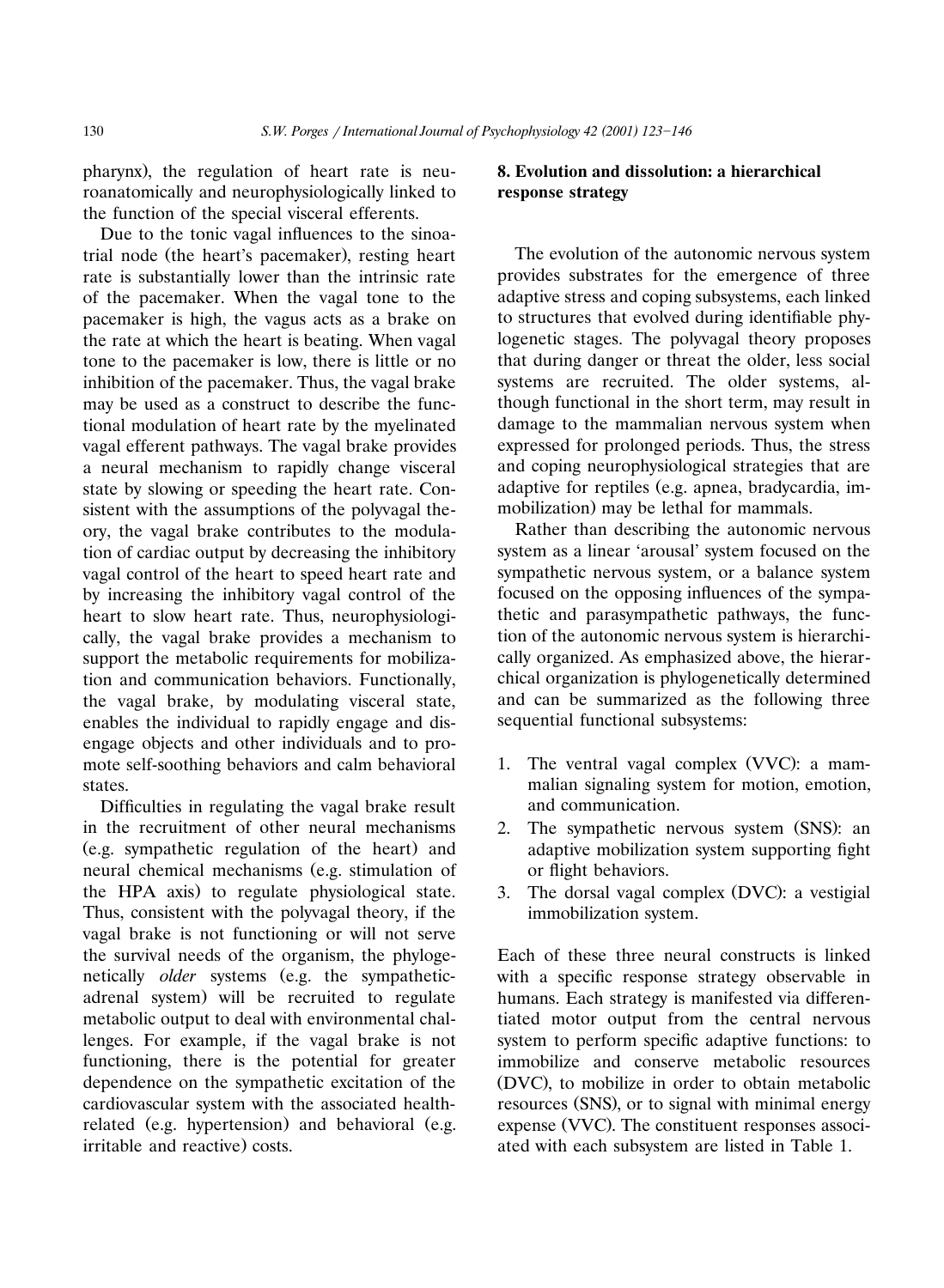pharynx), the regulation of heart rate is neuroanatomically and neurophysiologically linked to the function of the special visceral efferents.

Due to the tonic vagal influences to the sinoatrial node (the heart's pacemaker), resting heart rate is substantially lower than the intrinsic rate of the pacemaker. When the vagal tone to the pacemaker is high, the vagus acts as a brake on the rate at which the heart is beating. When vagal tone to the pacemaker is low, there is little or no inhibition of the pacemaker. Thus, the vagal brake may be used as a construct to describe the functional modulation of heart rate by the myelinated vagal efferent pathways. The vagal brake provides a neural mechanism to rapidly change visceral state by slowing or speeding the heart rate. Consistent with the assumptions of the polyvagal theory, the vagal brake contributes to the modulation of cardiac output by decreasing the inhibitory vagal control of the heart to speed heart rate and by increasing the inhibitory vagal control of the heart to slow heart rate. Thus, neurophysiologically, the vagal brake provides a mechanism to support the metabolic requirements for mobilization and communication behaviors. Functionally, the vagal brake, by modulating visceral state, enables the individual to rapidly engage and disengage objects and other individuals and to promote self-soothing behaviors and calm behavioral states.

Difficulties in regulating the vagal brake result in the recruitment of other neural mechanisms (e.g. sympathetic regulation of the heart) and neural chemical mechanisms (e.g. stimulation of the HPA axis) to regulate physiological state. Thus, consistent with the polyvagal theory, if the vagal brake is not functioning or will not serve the survival needs of the organism, the phylogenetically *older* systems (e.g. the sympathetic-adrenal system) will be recruited to regulate metabolic output to deal with environmental challenges. For example, if the vagal brake is not functioning, there is the potential for greater dependence on the sympathetic excitation of the cardiovascular system with the associated health-related (e.g. hypertension) and behavioral (e.g. irritable and reactive) costs.

## 8. Evolution and dissolution: a hierarchical response strategy

The evolution of the autonomic nervous system provides substrates for the emergence of three adaptive stress and coping subsystems, each linked to structures that evolved during identifiable phylogenetic stages. The polyvagal theory proposes that during danger or threat the older, less social systems are recruited. The older systems, although functional in the short term, may result in damage to the mammalian nervous system when expressed for prolonged periods. Thus, the stress and coping neurophysiological strategies that are adaptive for reptiles (e.g. apnea, bradycardia, immobilization) may be lethal for mammals.

Rather than describing the autonomic nervous system as a linear 'arousal' system focused on the sympathetic nervous system, or a balance system focused on the opposing influences of the sympathetic and parasympathetic pathways, the function of the autonomic nervous system is hierarchically organized. As emphasized above, the hierarchical organization is phylogenetically determined and can be summarized as the following three sequential functional subsystems:

1. The ventral vagal complex (VVC): a mammalian signaling system for motion, emotion, and communication.
2. The sympathetic nervous system (SNS): an adaptive mobilization system supporting fight or flight behaviors.
3. The dorsal vagal complex (DVC): a vestigial immobilization system.

Each of these three neural constructs is linked with a specific response strategy observable in humans. Each strategy is manifested via differentiated motor output from the central nervous system to perform specific adaptive functions: to immobilize and conserve metabolic resources (DVC), to mobilize in order to obtain metabolic resources (SNS), or to signal with minimal energy expense (VVC). The constituent responses associated with each subsystem are listed in Table 1.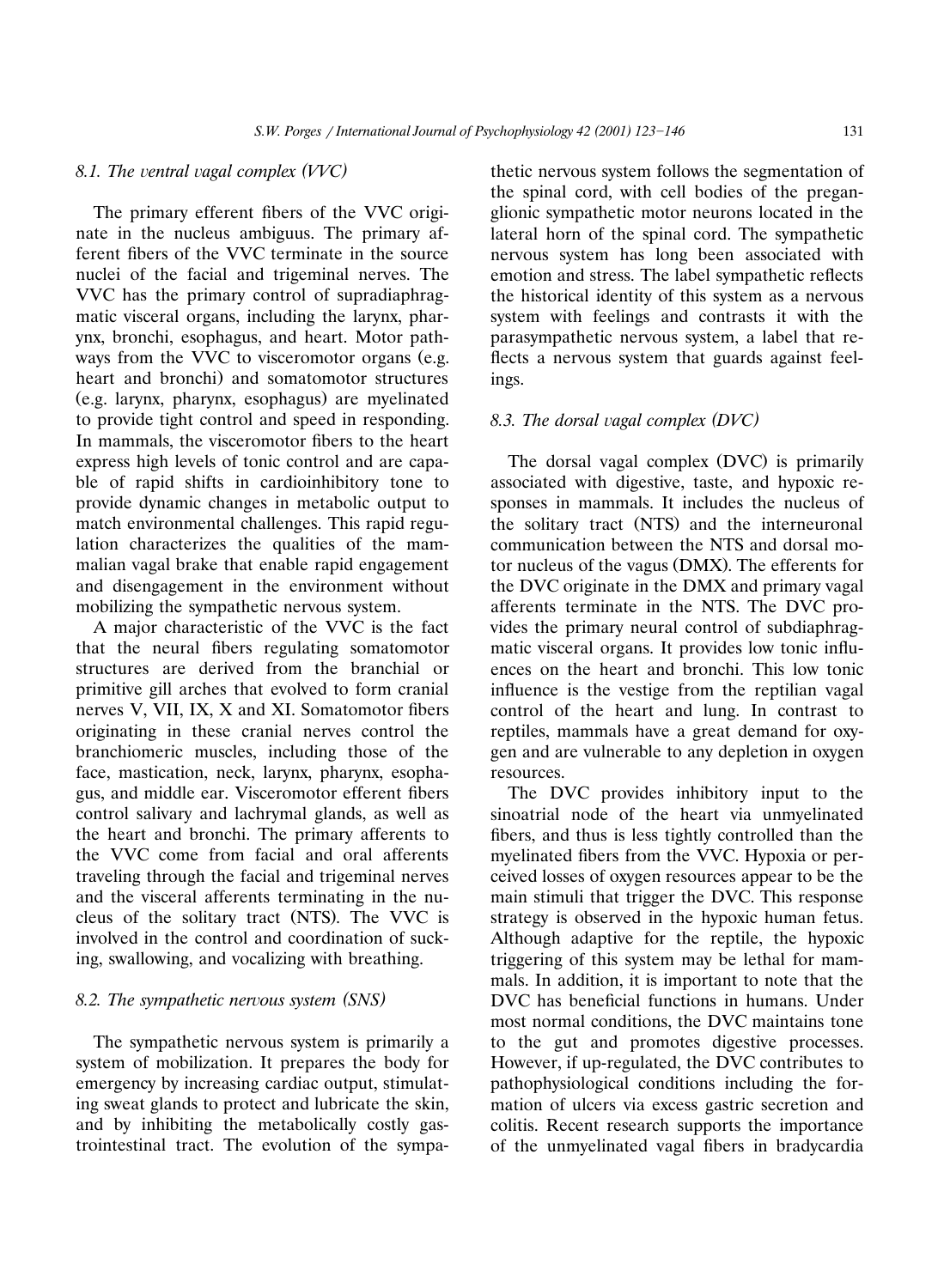### 8.1. The ventral vagal complex (VVC)

The primary efferent fibers of the VVC originate in the nucleus ambiguus. The primary afferent fibers of the VVC terminate in the source nuclei of the facial and trigeminal nerves. The VVC has the primary control of supradiaphragmatic visceral organs, including the larynx, pharynx, bronchi, esophagus, and heart. Motor pathways from the VVC to visceromotor organs (e.g. heart and bronchi) and somatomotor structures (e.g. larynx, pharynx, esophagus) are myelinated to provide tight control and speed in responding. In mammals, the visceromotor fibers to the heart express high levels of tonic control and are capable of rapid shifts in cardioinhibitory tone to provide dynamic changes in metabolic output to match environmental challenges. This rapid regulation characterizes the qualities of the mammalian vagal brake that enable rapid engagement and disengagement in the environment without mobilizing the sympathetic nervous system.

A major characteristic of the VVC is the fact that the neural fibers regulating somatomotor structures are derived from the branchial or primitive gill arches that evolved to form cranial nerves V, VII, IX, X and XI. Somatomotor fibers originating in these cranial nerves control the branchiomeric muscles, including those of the face, mastication, neck, larynx, pharynx, esophagus, and middle ear. Visceromotor efferent fibers control salivary and lachrymal glands, as well as the heart and bronchi. The primary afferents to the VVC come from facial and oral afferents traveling through the facial and trigeminal nerves and the visceral afferents terminating in the nucleus of the solitary tract (NTS). The VVC is involved in the control and coordination of sucking, swallowing, and vocalizing with breathing.

### 8.2. The sympathetic nervous system (SNS)

The sympathetic nervous system is primarily a system of mobilization. It prepares the body for emergency by increasing cardiac output, stimulating sweat glands to protect and lubricate the skin, and by inhibiting the metabolically costly gastrointestinal tract. The evolution of the sympathetic nervous system follows the segmentation of the spinal cord, with cell bodies of the preganglionic sympathetic motor neurons located in the lateral horn of the spinal cord. The sympathetic nervous system has long been associated with emotion and stress. The label sympathetic reflects the historical identity of this system as a nervous system with feelings and contrasts it with the parasympathetic nervous system, a label that reflects a nervous system that guards against feelings.

### 8.3. The dorsal vagal complex (DVC)

The dorsal vagal complex (DVC) is primarily associated with digestive, taste, and hypoxic responses in mammals. It includes the nucleus of the solitary tract (NTS) and the interneuronal communication between the NTS and dorsal motor nucleus of the vagus (DMX). The efferents for the DVC originate in the DMX and primary vagal afferents terminate in the NTS. The DVC provides the primary neural control of subdiaphragmatic visceral organs. It provides low tonic influences on the heart and bronchi. This low tonic influence is the vestige from the reptilian vagal control of the heart and lung. In contrast to reptiles, mammals have a great demand for oxygen and are vulnerable to any depletion in oxygen resources.

The DVC provides inhibitory input to the sinoatrial node of the heart via unmyelinated fibers, and thus is less tightly controlled than the myelinated fibers from the VVC. Hypoxia or perceived losses of oxygen resources appear to be the main stimuli that trigger the DVC. This response strategy is observed in the hypoxic human fetus. Although adaptive for the reptile, the hypoxic triggering of this system may be lethal for mammals. In addition, it is important to note that the DVC has beneficial functions in humans. Under most normal conditions, the DVC maintains tone to the gut and promotes digestive processes. However, if up-regulated, the DVC contributes to pathophysiological conditions including the formation of ulcers via excess gastric secretion and colitis. Recent research supports the importance of the unmyelinated vagal fibers in bradycardia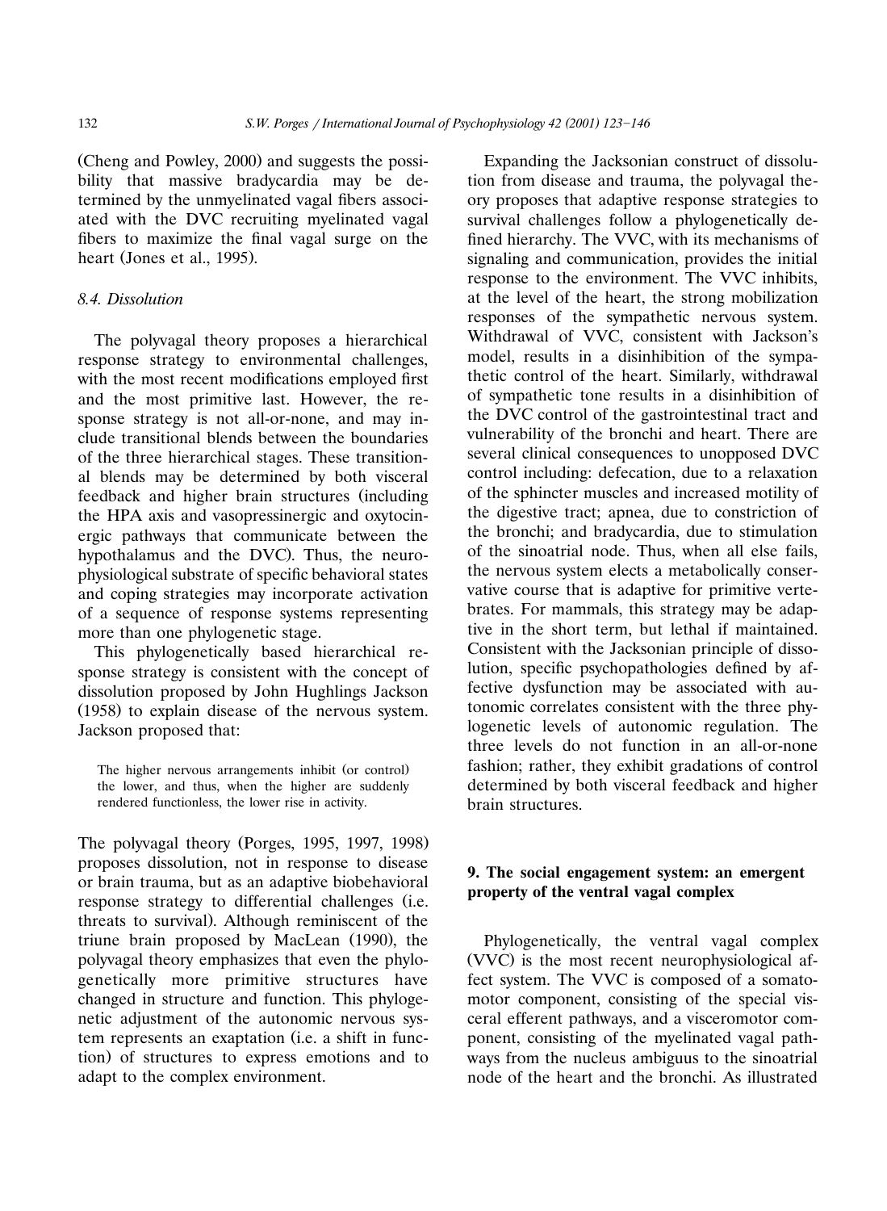(Cheng and Powley, 2000) and suggests the possibility that massive bradycardia may be determined by the unmyelinated vagal fibers associated with the DVC recruiting myelinated vagal fibers to maximize the final vagal surge on the heart (Jones et al., 1995).

### 8.4. Dissolution

The polyvagal theory proposes a hierarchical response strategy to environmental challenges, with the most recent modifications employed first and the most primitive last. However, the response strategy is not all-or-none, and may include transitional blends between the boundaries of the three hierarchical stages. These transitional blends may be determined by both visceral feedback and higher brain structures (including the HPA axis and vasopressinergic and oxytocinergic pathways that communicate between the hypothalamus and the DVC). Thus, the neurophysiological substrate of specific behavioral states and coping strategies may incorporate activation of a sequence of response systems representing more than one phylogenetic stage.

This phylogenetically based hierarchical response strategy is consistent with the concept of dissolution proposed by John Hughlings Jackson (1958) to explain disease of the nervous system. Jackson proposed that:

> The higher nervous arrangements inhibit (or control) the lower, and thus, when the higher are suddenly rendered functionless, the lower rise in activity.

The polyvagal theory (Porges, 1995, 1997, 1998) proposes dissolution, not in response to disease or brain trauma, but as an adaptive biobehavioral response strategy to differential challenges (i.e. threats to survival). Although reminiscent of the triune brain proposed by MacLean (1990), the polyvagal theory emphasizes that even the phylogenetically more primitive structures have changed in structure and function. This phylogenetic adjustment of the autonomic nervous system represents an exaptation (i.e. a shift in function) of structures to express emotions and to adapt to the complex environment.

Expanding the Jacksonian construct of dissolution from disease and trauma, the polyvagal theory proposes that adaptive response strategies to survival challenges follow a phylogenetically defined hierarchy. The VVC, with its mechanisms of signaling and communication, provides the initial response to the environment. The VVC inhibits, at the level of the heart, the strong mobilization responses of the sympathetic nervous system. Withdrawal of VVC, consistent with Jackson's model, results in a disinhibition of the sympathetic control of the heart. Similarly, withdrawal of sympathetic tone results in a disinhibition of the DVC control of the gastrointestinal tract and vulnerability of the bronchi and heart. There are several clinical consequences to unopposed DVC control including: defecation, due to a relaxation of the sphincter muscles and increased motility of the digestive tract; apnea, due to constriction of the bronchi; and bradycardia, due to stimulation of the sinoatrial node. Thus, when all else fails, the nervous system elects a metabolically conservative course that is adaptive for primitive vertebrates. For mammals, this strategy may be adaptive in the short term, but lethal if maintained. Consistent with the Jacksonian principle of dissolution, specific psychopathologies defined by affective dysfunction may be associated with autonomic correlates consistent with the three phylogenetic levels of autonomic regulation. The three levels do not function in an all-or-none fashion; rather, they exhibit gradations of control determined by both visceral feedback and higher brain structures.

## 9. The social engagement system: an emergent property of the ventral vagal complex

Phylogenetically, the ventral vagal complex (VVC) is the most recent neurophysiological affect system. The VVC is composed of a somatomotor component, consisting of the special visceral efferent pathways, and a visceromotor component, consisting of the myelinated vagal pathways from the nucleus ambiguus to the sinoatrial node of the heart and the bronchi. As illustrated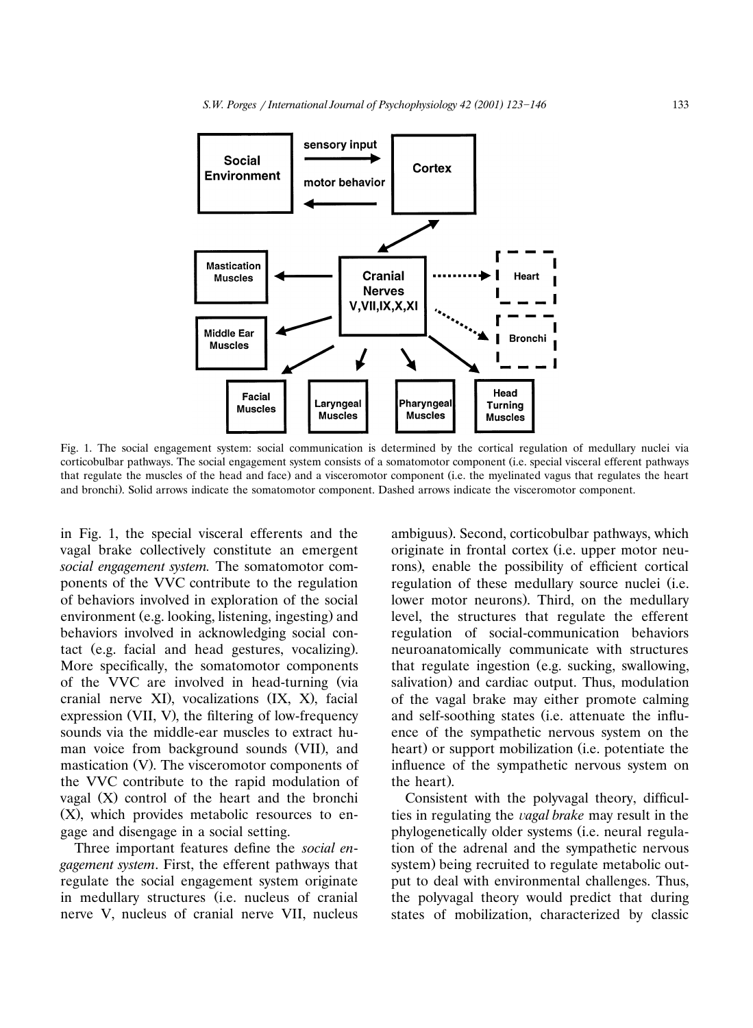Fig. 1. The social engagement system: social communication is determined by the cortical regulation of medullary nuclei via corticobulbar pathways. The social engagement system consists of a somatomotor component (i.e. special visceral efferent pathways that regulate the muscles of the head and face) and a visceromotor component (i.e. the myelinated vagus that regulates the heart and bronchi). Solid arrows indicate the somatomotor component. Dashed arrows indicate the visceromotor component.

in Fig. 1, the special visceral efferents and the vagal brake collectively constitute an emergent *social engagement system.* The somatomotor components of the VVC contribute to the regulation of behaviors involved in exploration of the social environment (e.g. looking, listening, ingesting) and behaviors involved in acknowledging social contact (e.g. facial and head gestures, vocalizing). More specifically, the somatomotor components of the VVC are involved in head-turning (via cranial nerve XI), vocalizations (IX, X), facial expression (VII, V), the filtering of low-frequency sounds via the middle-ear muscles to extract human voice from background sounds (VII), and mastication (V). The visceromotor components of the VVC contribute to the rapid modulation of vagal (X) control of the heart and the bronchi (X), which provides metabolic resources to engage and disengage in a social setting.

Three important features define the *social engagement system*. First, the efferent pathways that regulate the social engagement system originate in medullary structures (i.e. nucleus of cranial nerve V, nucleus of cranial nerve VII, nucleus ambiguus). Second, corticobulbar pathways, which originate in frontal cortex (i.e. upper motor neurons), enable the possibility of efficient cortical regulation of these medullary source nuclei (i.e. lower motor neurons). Third, on the medullary level, the structures that regulate the efferent regulation of social-communication behaviors neuroanatomically communicate with structures that regulate ingestion (e.g. sucking, swallowing, salivation) and cardiac output. Thus, modulation of the vagal brake may either promote calming and self-soothing states (i.e. attenuate the influence of the sympathetic nervous system on the heart) or support mobilization (i.e. potentiate the influence of the sympathetic nervous system on the heart).

Consistent with the polyvagal theory, difficulties in regulating the *vagal brake* may result in the phylogenetically older systems (i.e. neural regulation of the adrenal and the sympathetic nervous system) being recruited to regulate metabolic output to deal with environmental challenges. Thus, the polyvagal theory would predict that during states of mobilization, characterized by classic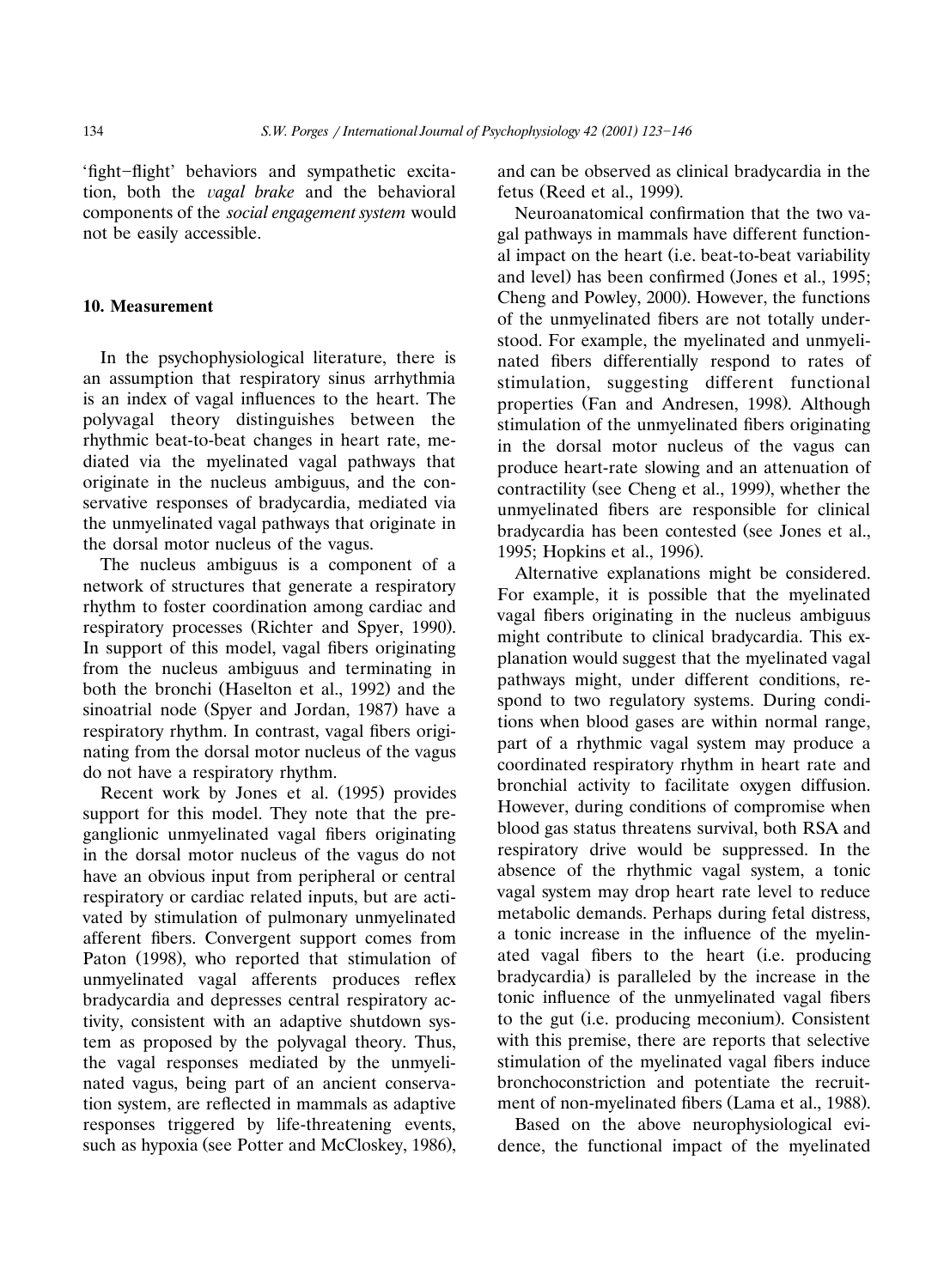'fight–flight' behaviors and sympathetic excitation, both the *vagal brake* and the behavioral components of the *social engagement system* would not be easily accessible.

## 10. Measurement

In the psychophysiological literature, there is an assumption that respiratory sinus arrhythmia is an index of vagal influences to the heart. The polyvagal theory distinguishes between the rhythmic beat-to-beat changes in heart rate, mediated via the myelinated vagal pathways that originate in the nucleus ambiguus, and the conservative responses of bradycardia, mediated via the unmyelinated vagal pathways that originate in the dorsal motor nucleus of the vagus.

The nucleus ambiguus is a component of a network of structures that generate a respiratory rhythm to foster coordination among cardiac and respiratory processes (Richter and Spyer, 1990). In support of this model, vagal fibers originating from the nucleus ambiguus and terminating in both the bronchi (Haselton et al., 1992) and the sinoatrial node (Spyer and Jordan, 1987) have a respiratory rhythm. In contrast, vagal fibers originating from the dorsal motor nucleus of the vagus do not have a respiratory rhythm.

Recent work by Jones et al. (1995) provides support for this model. They note that the preganglionic unmyelinated vagal fibers originating in the dorsal motor nucleus of the vagus do not have an obvious input from peripheral or central respiratory or cardiac related inputs, but are activated by stimulation of pulmonary unmyelinated afferent fibers. Convergent support comes from Paton (1998), who reported that stimulation of unmyelinated vagal afferents produces reflex bradycardia and depresses central respiratory activity, consistent with an adaptive shutdown system as proposed by the polyvagal theory. Thus, the vagal responses mediated by the unmyelinated vagus, being part of an ancient conservation system, are reflected in mammals as adaptive responses triggered by life-threatening events, such as hypoxia (see Potter and McCloskey, 1986), and can be observed as clinical bradycardia in the fetus (Reed et al., 1999).

Neuroanatomical confirmation that the two vagal pathways in mammals have different functional impact on the heart (i.e. beat-to-beat variability and level) has been confirmed (Jones et al., 1995; Cheng and Powley, 2000). However, the functions of the unmyelinated fibers are not totally understood. For example, the myelinated and unmyelinated fibers differentially respond to rates of stimulation, suggesting different functional properties (Fan and Andresen, 1998). Although stimulation of the unmyelinated fibers originating in the dorsal motor nucleus of the vagus can produce heart-rate slowing and an attenuation of contractility (see Cheng et al., 1999), whether the unmyelinated fibers are responsible for clinical bradycardia has been contested (see Jones et al., 1995; Hopkins et al., 1996).

Alternative explanations might be considered. For example, it is possible that the myelinated vagal fibers originating in the nucleus ambiguus might contribute to clinical bradycardia. This explanation would suggest that the myelinated vagal pathways might, under different conditions, respond to two regulatory systems. During conditions when blood gases are within normal range, part of a rhythmic vagal system may produce a coordinated respiratory rhythm in heart rate and bronchial activity to facilitate oxygen diffusion. However, during conditions of compromise when blood gas status threatens survival, both RSA and respiratory drive would be suppressed. In the absence of the rhythmic vagal system, a tonic vagal system may drop heart rate level to reduce metabolic demands. Perhaps during fetal distress, a tonic increase in the influence of the myelinated vagal fibers to the heart (i.e. producing bradycardia) is paralleled by the increase in the tonic influence of the unmyelinated vagal fibers to the gut (i.e. producing meconium). Consistent with this premise, there are reports that selective stimulation of the myelinated vagal fibers induce bronchoconstriction and potentiate the recruitment of non-myelinated fibers (Lama et al., 1988).

Based on the above neurophysiological evidence, the functional impact of the myelinated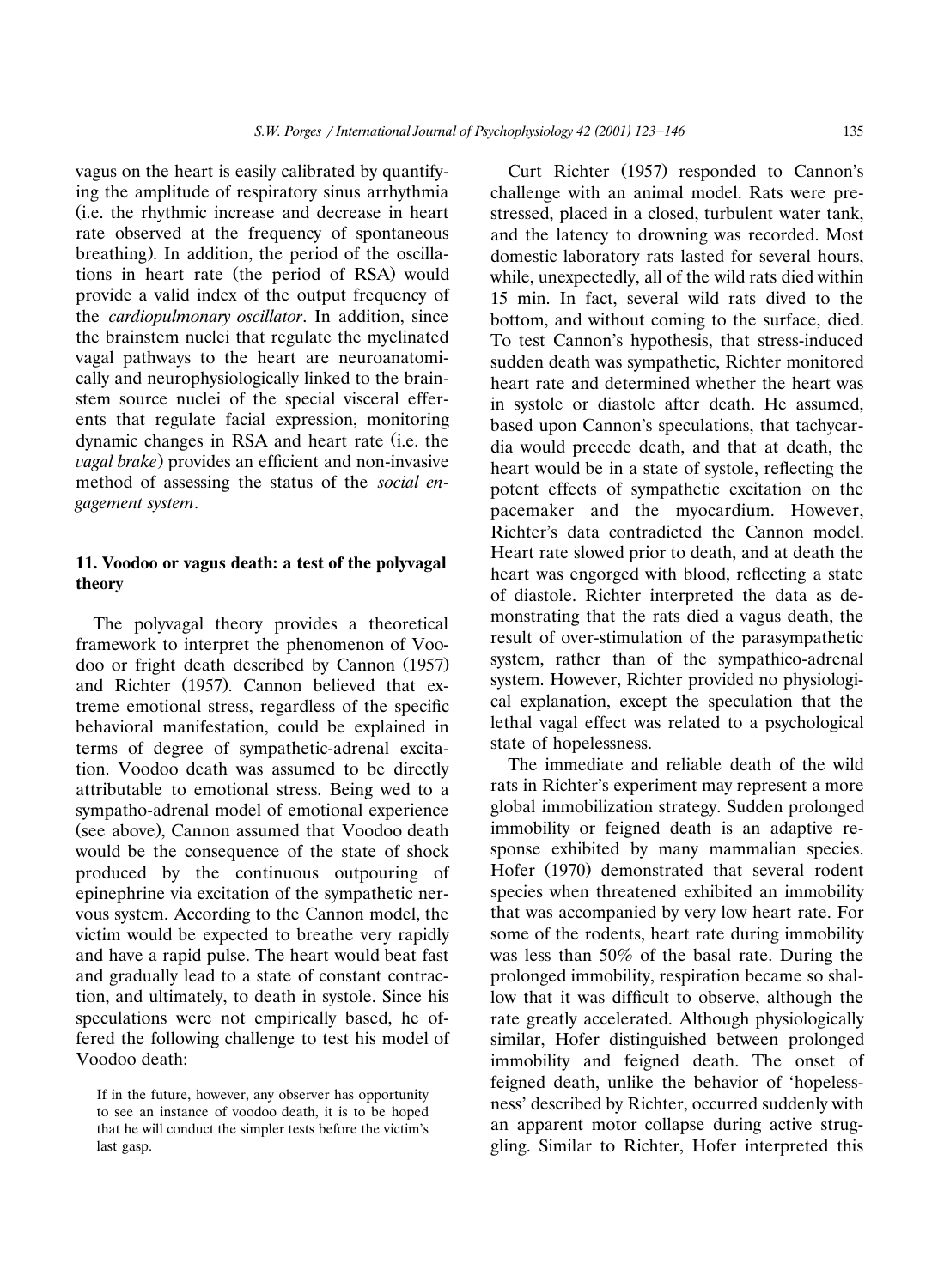vagus on the heart is easily calibrated by quantifying the amplitude of respiratory sinus arrhythmia (i.e. the rhythmic increase and decrease in heart rate observed at the frequency of spontaneous breathing). In addition, the period of the oscillations in heart rate (the period of RSA) would provide a valid index of the output frequency of the *cardiopulmonary oscillator*. In addition, since the brainstem nuclei that regulate the myelinated vagal pathways to the heart are neuroanatomically and neurophysiologically linked to the brainstem source nuclei of the special visceral efferents that regulate facial expression, monitoring dynamic changes in RSA and heart rate (i.e. the *vagal brake*) provides an efficient and non-invasive method of assessing the status of the *social engagement system*.

## 11. Voodoo or vagus death: a test of the polyvagal theory

The polyvagal theory provides a theoretical framework to interpret the phenomenon of Voodoo or fright death described by Cannon (1957) and Richter (1957). Cannon believed that extreme emotional stress, regardless of the specific behavioral manifestation, could be explained in terms of degree of sympathetic-adrenal excitation. Voodoo death was assumed to be directly attributable to emotional stress. Being wed to a sympatho-adrenal model of emotional experience (see above), Cannon assumed that Voodoo death would be the consequence of the state of shock produced by the continuous outpouring of epinephrine via excitation of the sympathetic nervous system. According to the Cannon model, the victim would be expected to breathe very rapidly and have a rapid pulse. The heart would beat fast and gradually lead to a state of constant contraction, and ultimately, to death in systole. Since his speculations were not empirically based, he offered the following challenge to test his model of Voodoo death:

> If in the future, however, any observer has opportunity to see an instance of voodoo death, it is to be hoped that he will conduct the simpler tests before the victim's last gasp.

Curt Richter (1957) responded to Cannon's challenge with an animal model. Rats were prestressed, placed in a closed, turbulent water tank, and the latency to drowning was recorded. Most domestic laboratory rats lasted for several hours, while, unexpectedly, all of the wild rats died within 15 min. In fact, several wild rats dived to the bottom, and without coming to the surface, died. To test Cannon's hypothesis, that stress-induced sudden death was sympathetic, Richter monitored heart rate and determined whether the heart was in systole or diastole after death. He assumed, based upon Cannon's speculations, that tachycardia would precede death, and that at death, the heart would be in a state of systole, reflecting the potent effects of sympathetic excitation on the pacemaker and the myocardium. However, Richter's data contradicted the Cannon model. Heart rate slowed prior to death, and at death the heart was engorged with blood, reflecting a state of diastole. Richter interpreted the data as demonstrating that the rats died a vagus death, the result of over-stimulation of the parasympathetic system, rather than of the sympathico-adrenal system. However, Richter provided no physiological explanation, except the speculation that the lethal vagal effect was related to a psychological state of hopelessness.

The immediate and reliable death of the wild rats in Richter's experiment may represent a more global immobilization strategy. Sudden prolonged immobility or feigned death is an adaptive response exhibited by many mammalian species. Hofer (1970) demonstrated that several rodent species when threatened exhibited an immobility that was accompanied by very low heart rate. For some of the rodents, heart rate during immobility was less than 50% of the basal rate. During the prolonged immobility, respiration became so shallow that it was difficult to observe, although the rate greatly accelerated. Although physiologically similar, Hofer distinguished between prolonged immobility and feigned death. The onset of feigned death, unlike the behavior of 'hopelessness' described by Richter, occurred suddenly with an apparent motor collapse during active struggling. Similar to Richter, Hofer interpreted this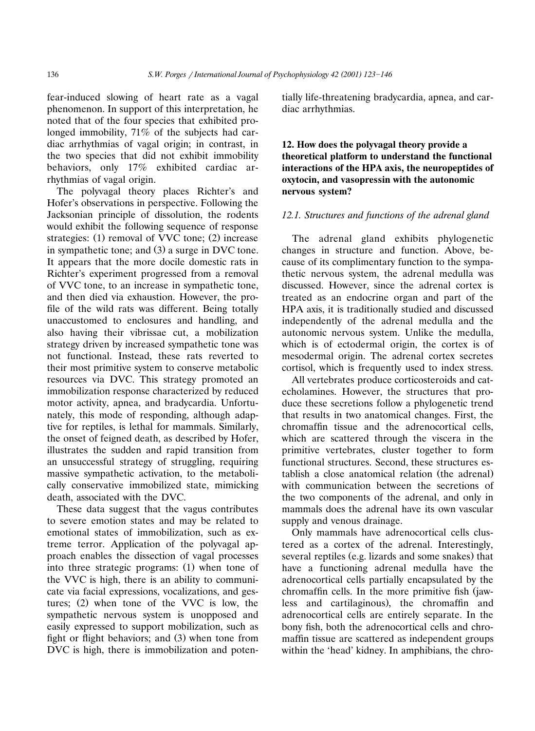fear-induced slowing of heart rate as a vagal phenomenon. In support of this interpretation, he noted that of the four species that exhibited prolonged immobility, 71% of the subjects had cardiac arrhythmias of vagal origin; in contrast, in the two species that did not exhibit immobility behaviors, only 17% exhibited cardiac arrhythmias of vagal origin.

The polyvagal theory places Richter's and Hofer's observations in perspective. Following the Jacksonian principle of dissolution, the rodents would exhibit the following sequence of response strategies: (1) removal of VVC tone; (2) increase in sympathetic tone; and (3) a surge in DVC tone. It appears that the more docile domestic rats in Richter's experiment progressed from a removal of VVC tone, to an increase in sympathetic tone, and then died via exhaustion. However, the profile of the wild rats was different. Being totally unaccustomed to enclosures and handling, and also having their vibrissae cut, a mobilization strategy driven by increased sympathetic tone was not functional. Instead, these rats reverted to their most primitive system to conserve metabolic resources via DVC. This strategy promoted an immobilization response characterized by reduced motor activity, apnea, and bradycardia. Unfortunately, this mode of responding, although adaptive for reptiles, is lethal for mammals. Similarly, the onset of feigned death, as described by Hofer, illustrates the sudden and rapid transition from an unsuccessful strategy of struggling, requiring massive sympathetic activation, to the metabolically conservative immobilized state, mimicking death, associated with the DVC.

These data suggest that the vagus contributes to severe emotion states and may be related to emotional states of immobilization, such as extreme terror. Application of the polyvagal approach enables the dissection of vagal processes into three strategic programs: (1) when tone of the VVC is high, there is an ability to communicate via facial expressions, vocalizations, and gestures; (2) when tone of the VVC is low, the sympathetic nervous system is unopposed and easily expressed to support mobilization, such as fight or flight behaviors; and (3) when tone from DVC is high, there is immobilization and potentially life-threatening bradycardia, apnea, and cardiac arrhythmias.

## 12. How does the polyvagal theory provide a theoretical platform to understand the functional interactions of the HPA axis, the neuropeptides of oxytocin, and vasopressin with the autonomic nervous system?

### *12.1. Structures and functions of the adrenal gland*

The adrenal gland exhibits phylogenetic changes in structure and function. Above, because of its complimentary function to the sympathetic nervous system, the adrenal medulla was discussed. However, since the adrenal cortex is treated as an endocrine organ and part of the HPA axis, it is traditionally studied and discussed independently of the adrenal medulla and the autonomic nervous system. Unlike the medulla, which is of ectodermal origin, the cortex is of mesodermal origin. The adrenal cortex secretes cortisol, which is frequently used to index stress.

All vertebrates produce corticosteroids and catecholamines. However, the structures that produce these secretions follow a phylogenetic trend that results in two anatomical changes. First, the chromaffin tissue and the adrenocortical cells, which are scattered through the viscera in the primitive vertebrates, cluster together to form functional structures. Second, these structures establish a close anatomical relation (the adrenal) with communication between the secretions of the two components of the adrenal, and only in mammals does the adrenal have its own vascular supply and venous drainage.

Only mammals have adrenocortical cells clustered as a cortex of the adrenal. Interestingly, several reptiles (e.g. lizards and some snakes) that have a functioning adrenal medulla have the adrenocortical cells partially encapsulated by the chromaffin cells. In the more primitive fish (jawless and cartilaginous), the chromaffin and adrenocortical cells are entirely separate. In the bony fish, both the adrenocortical cells and chromaffin tissue are scattered as independent groups within the 'head' kidney. In amphibians, the chro-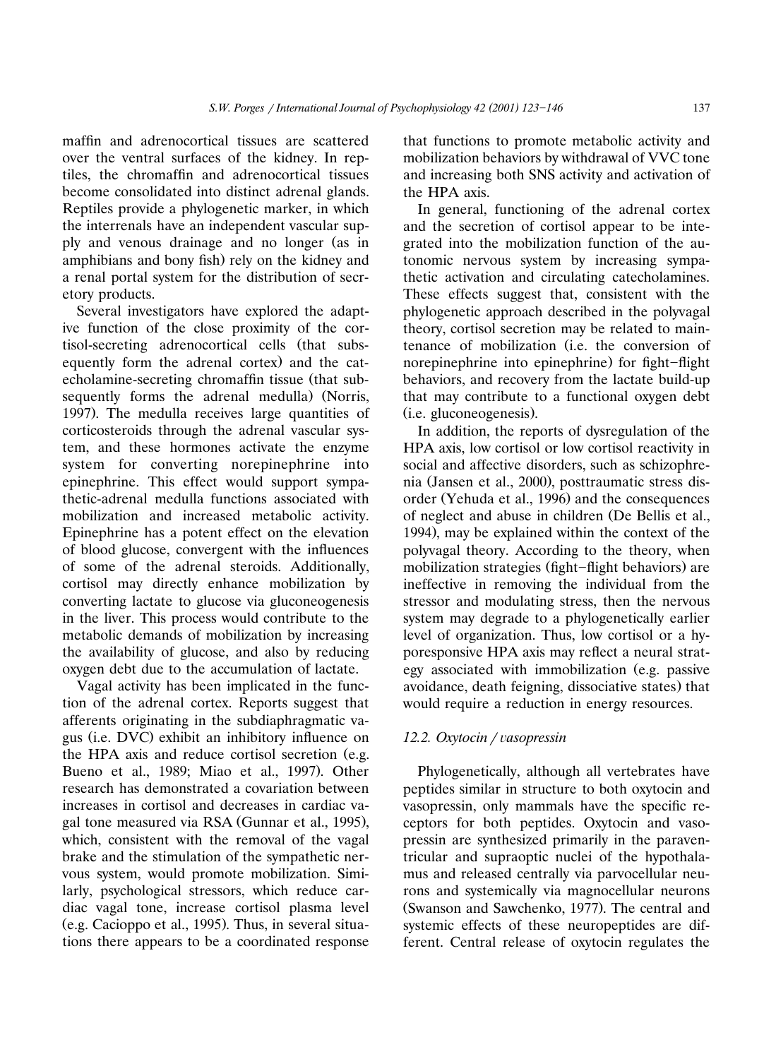maffin and adrenocortical tissues are scattered over the ventral surfaces of the kidney. In reptiles, the chromaffin and adrenocortical tissues become consolidated into distinct adrenal glands. Reptiles provide a phylogenetic marker, in which the interrenals have an independent vascular supply and venous drainage and no longer (as in amphibians and bony fish) rely on the kidney and a renal portal system for the distribution of secretory products.

Several investigators have explored the adaptive function of the close proximity of the cortisol-secreting adrenocortical cells (that subsequently form the adrenal cortex) and the catecholamine-secreting chromaffin tissue (that subsequently forms the adrenal medulla) (Norris, 1997). The medulla receives large quantities of corticosteroids through the adrenal vascular system, and these hormones activate the enzyme system for converting norepinephrine into epinephrine. This effect would support sympathetic-adrenal medulla functions associated with mobilization and increased metabolic activity. Epinephrine has a potent effect on the elevation of blood glucose, convergent with the influences of some of the adrenal steroids. Additionally, cortisol may directly enhance mobilization by converting lactate to glucose via gluconeogenesis in the liver. This process would contribute to the metabolic demands of mobilization by increasing the availability of glucose, and also by reducing oxygen debt due to the accumulation of lactate.

Vagal activity has been implicated in the function of the adrenal cortex. Reports suggest that afferents originating in the subdiaphragmatic vagus (i.e. DVC) exhibit an inhibitory influence on the HPA axis and reduce cortisol secretion (e.g. Bueno et al., 1989; Miao et al., 1997). Other research has demonstrated a covariation between increases in cortisol and decreases in cardiac vagal tone measured via RSA (Gunnar et al., 1995), which, consistent with the removal of the vagal brake and the stimulation of the sympathetic nervous system, would promote mobilization. Similarly, psychological stressors, which reduce cardiac vagal tone, increase cortisol plasma level (e.g. Cacioppo et al., 1995). Thus, in several situations there appears to be a coordinated response that functions to promote metabolic activity and mobilization behaviors by withdrawal of VVC tone and increasing both SNS activity and activation of the HPA axis.

In general, functioning of the adrenal cortex and the secretion of cortisol appear to be integrated into the mobilization function of the autonomic nervous system by increasing sympathetic activation and circulating catecholamines. These effects suggest that, consistent with the phylogenetic approach described in the polyvagal theory, cortisol secretion may be related to maintenance of mobilization (i.e. the conversion of norepinephrine into epinephrine) for fight–flight behaviors, and recovery from the lactate build-up that may contribute to a functional oxygen debt (i.e. gluconeogenesis).

In addition, the reports of dysregulation of the HPA axis, low cortisol or low cortisol reactivity in social and affective disorders, such as schizophrenia (Jansen et al., 2000), posttraumatic stress disorder (Yehuda et al., 1996) and the consequences of neglect and abuse in children (De Bellis et al., 1994), may be explained within the context of the polyvagal theory. According to the theory, when mobilization strategies (fight–flight behaviors) are ineffective in removing the individual from the stressor and modulating stress, then the nervous system may degrade to a phylogenetically earlier level of organization. Thus, low cortisol or a hyporesponsive HPA axis may reflect a neural strategy associated with immobilization (e.g. passive avoidance, death feigning, dissociative states) that would require a reduction in energy resources.

### 12.2. Oxytocin / vasopressin

Phylogenetically, although all vertebrates have peptides similar in structure to both oxytocin and vasopressin, only mammals have the specific receptors for both peptides. Oxytocin and vasopressin are synthesized primarily in the paraventricular and supraoptic nuclei of the hypothalamus and released centrally via parvocellular neurons and systemically via magnocellular neurons (Swanson and Sawchenko, 1977). The central and systemic effects of these neuropeptides are different. Central release of oxytocin regulates the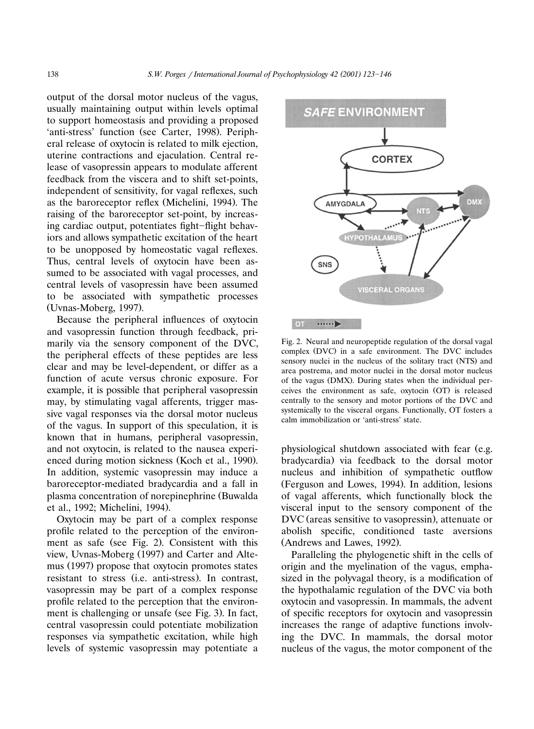output of the dorsal motor nucleus of the vagus, usually maintaining output within levels optimal to support homeostasis and providing a proposed 'anti-stress' function (see Carter, 1998). Peripheral release of oxytocin is related to milk ejection, uterine contractions and ejaculation. Central release of vasopressin appears to modulate afferent feedback from the viscera and to shift set-points, independent of sensitivity, for vagal reflexes, such as the baroreceptor reflex (Michelini, 1994). The raising of the baroreceptor set-point, by increasing cardiac output, potentiates fight–flight behaviors and allows sympathetic excitation of the heart to be unopposed by homeostatic vagal reflexes. Thus, central levels of oxytocin have been assumed to be associated with vagal processes, and central levels of vasopressin have been assumed to be associated with sympathetic processes (Uvnas-Moberg, 1997).

Because the peripheral influences of oxytocin and vasopressin function through feedback, primarily via the sensory component of the DVC, the peripheral effects of these peptides are less clear and may be level-dependent, or differ as a function of acute versus chronic exposure. For example, it is possible that peripheral vasopressin may, by stimulating vagal afferents, trigger massive vagal responses via the dorsal motor nucleus of the vagus. In support of this speculation, it is known that in humans, peripheral vasopressin, and not oxytocin, is related to the nausea experienced during motion sickness (Koch et al., 1990). In addition, systemic vasopressin may induce a baroreceptor-mediated bradycardia and a fall in plasma concentration of norepinephrine (Buwalda et al., 1992; Michelini, 1994).

Oxytocin may be part of a complex response profile related to the perception of the environment as safe (see Fig. 2). Consistent with this view, Uvnas-Moberg (1997) and Carter and Altemus (1997) propose that oxytocin promotes states resistant to stress (i.e. anti-stress). In contrast, vasopressin may be part of a complex response profile related to the perception that the environment is challenging or unsafe (see Fig. 3). In fact, central vasopressin could potentiate mobilization responses via sympathetic excitation, while high levels of systemic vasopressin may potentiate a physiological shutdown associated with fear (e.g. bradycardia) via feedback to the dorsal motor nucleus and inhibition of sympathetic outflow (Ferguson and Lowes, 1994). In addition, lesions of vagal afferents, which functionally block the visceral input to the sensory component of the DVC (areas sensitive to vasopressin), attenuate or abolish specific, conditioned taste aversions (Andrews and Lawes, 1992).

Fig. 2. Neural and neuropeptide regulation of the dorsal vagal complex (DVC) in a safe environment. The DVC includes sensory nuclei in the nucleus of the solitary tract (NTS) and area postrema, and motor nuclei in the dorsal motor nucleus of the vagus (DMX). During states when the individual perceives the environment as safe, oxytocin (OT) is released centrally to the sensory and motor portions of the DVC and systemically to the visceral organs. Functionally, OT fosters a calm immobilization or 'anti-stress' state.

Paralleling the phylogenetic shift in the cells of origin and the myelination of the vagus, emphasized in the polyvagal theory, is a modification of the hypothalamic regulation of the DVC via both oxytocin and vasopressin. In mammals, the advent of specific receptors for oxytocin and vasopressin increases the range of adaptive functions involving the DVC. In mammals, the dorsal motor nucleus of the vagus, the motor component of the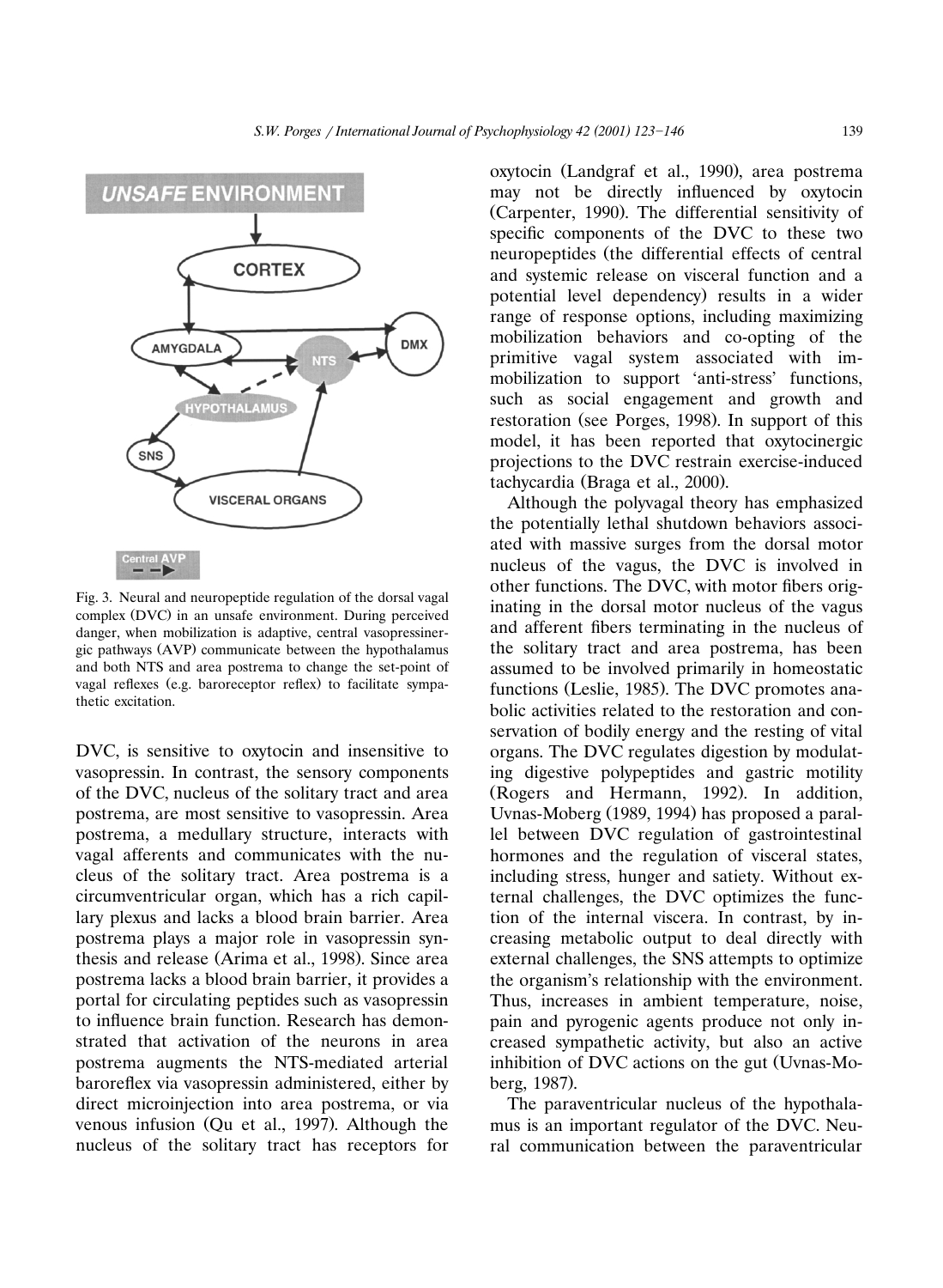Fig. 3. Neural and neuropeptide regulation of the dorsal vagal complex (DVC) in an unsafe environment. During perceived danger, when mobilization is adaptive, central vasopressinergic pathways (AVP) communicate between the hypothalamus and both NTS and area postrema to change the set-point of vagal reflexes (e.g. baroreceptor reflex) to facilitate sympathetic excitation.

DVC, is sensitive to oxytocin and insensitive to vasopressin. In contrast, the sensory components of the DVC, nucleus of the solitary tract and area postrema, are most sensitive to vasopressin. Area postrema, a medullary structure, interacts with vagal afferents and communicates with the nucleus of the solitary tract. Area postrema is a circumventricular organ, which has a rich capillary plexus and lacks a blood brain barrier. Area postrema plays a major role in vasopressin synthesis and release (Arima et al., 1998). Since area postrema lacks a blood brain barrier, it provides a portal for circulating peptides such as vasopressin to influence brain function. Research has demonstrated that activation of the neurons in area postrema augments the NTS-mediated arterial baroreflex via vasopressin administered, either by direct microinjection into area postrema, or via venous infusion (Qu et al., 1997). Although the nucleus of the solitary tract has receptors for oxytocin (Landgraf et al., 1990), area postrema may not be directly influenced by oxytocin (Carpenter, 1990). The differential sensitivity of specific components of the DVC to these two neuropeptides (the differential effects of central and systemic release on visceral function and a potential level dependency) results in a wider range of response options, including maximizing mobilization behaviors and co-opting of the primitive vagal system associated with immobilization to support 'anti-stress' functions, such as social engagement and growth and restoration (see Porges, 1998). In support of this model, it has been reported that oxytocinergic projections to the DVC restrain exercise-induced tachycardia (Braga et al., 2000).

Although the polyvagal theory has emphasized the potentially lethal shutdown behaviors associated with massive surges from the dorsal motor nucleus of the vagus, the DVC is involved in other functions. The DVC, with motor fibers originating in the dorsal motor nucleus of the vagus and afferent fibers terminating in the nucleus of the solitary tract and area postrema, has been assumed to be involved primarily in homeostatic functions (Leslie, 1985). The DVC promotes anabolic activities related to the restoration and conservation of bodily energy and the resting of vital organs. The DVC regulates digestion by modulating digestive polypeptides and gastric motility (Rogers and Hermann, 1992). In addition, Uvnas-Moberg (1989, 1994) has proposed a parallel between DVC regulation of gastrointestinal hormones and the regulation of visceral states, including stress, hunger and satiety. Without external challenges, the DVC optimizes the function of the internal viscera. In contrast, by increasing metabolic output to deal directly with external challenges, the SNS attempts to optimize the organism's relationship with the environment. Thus, increases in ambient temperature, noise, pain and pyrogenic agents produce not only increased sympathetic activity, but also an active inhibition of DVC actions on the gut (Uvnas-Moberg, 1987).

The paraventricular nucleus of the hypothalamus is an important regulator of the DVC. Neural communication between the paraventricular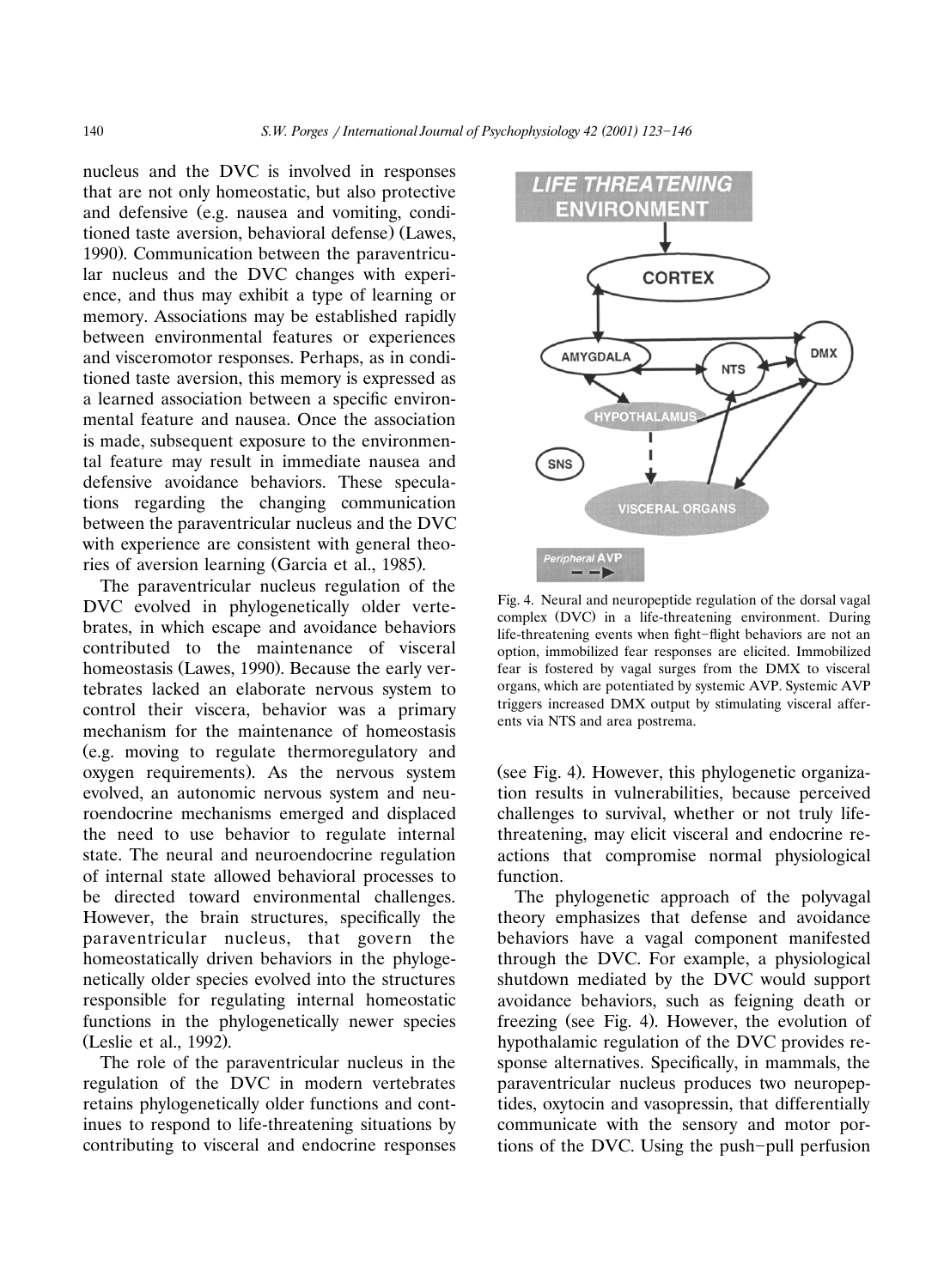nucleus and the DVC is involved in responses that are not only homeostatic, but also protective and defensive (e.g. nausea and vomiting, conditioned taste aversion, behavioral defense) (Lawes, 1990). Communication between the paraventricular nucleus and the DVC changes with experience, and thus may exhibit a type of learning or memory. Associations may be established rapidly between environmental features or experiences and visceromotor responses. Perhaps, as in conditioned taste aversion, this memory is expressed as a learned association between a specific environmental feature and nausea. Once the association is made, subsequent exposure to the environmental feature may result in immediate nausea and defensive avoidance behaviors. These speculations regarding the changing communication between the paraventricular nucleus and the DVC with experience are consistent with general theories of aversion learning (Garcia et al., 1985).

The paraventricular nucleus regulation of the DVC evolved in phylogenetically older vertebrates, in which escape and avoidance behaviors contributed to the maintenance of visceral homeostasis (Lawes, 1990). Because the early vertebrates lacked an elaborate nervous system to control their viscera, behavior was a primary mechanism for the maintenance of homeostasis (e.g. moving to regulate thermoregulatory and oxygen requirements). As the nervous system evolved, an autonomic nervous system and neuroendocrine mechanisms emerged and displaced the need to use behavior to regulate internal state. The neural and neuroendocrine regulation of internal state allowed behavioral processes to be directed toward environmental challenges. However, the brain structures, specifically the paraventricular nucleus, that govern the homeostatically driven behaviors in the phylogenetically older species evolved into the structures responsible for regulating internal homeostatic functions in the phylogenetically newer species (Leslie et al., 1992).

The role of the paraventricular nucleus in the regulation of the DVC in modern vertebrates retains phylogenetically older functions and continues to respond to life-threatening situations by contributing to visceral and endocrine responses

LIFE THREATENING ENVIRONMENT

CORTEX

AMYGDALA

NTS

DMX

HYPOTHALAMUS

SNS

VISCERAL ORGANS

Peripheral AVP

Fig. 4. Neural and neuropeptide regulation of the dorsal vagal complex (DVC) in a life-threatening environment. During life-threatening events when fight–flight behaviors are not an option, immobilized fear responses are elicited. Immobilized fear is fostered by vagal surges from the DMX to visceral organs, which are potentiated by systemic AVP. Systemic AVP triggers increased DMX output by stimulating visceral afferents via NTS and area postrema.

(see Fig. 4). However, this phylogenetic organization results in vulnerabilities, because perceived challenges to survival, whether or not truly life-threatening, may elicit visceral and endocrine reactions that compromise normal physiological function.

The phylogenetic approach of the polyvagal theory emphasizes that defense and avoidance behaviors have a vagal component manifested through the DVC. For example, a physiological shutdown mediated by the DVC would support avoidance behaviors, such as feigning death or freezing (see Fig. 4). However, the evolution of hypothalamic regulation of the DVC provides response alternatives. Specifically, in mammals, the paraventricular nucleus produces two neuropeptides, oxytocin and vasopressin, that differentially communicate with the sensory and motor portions of the DVC. Using the push–pull perfusion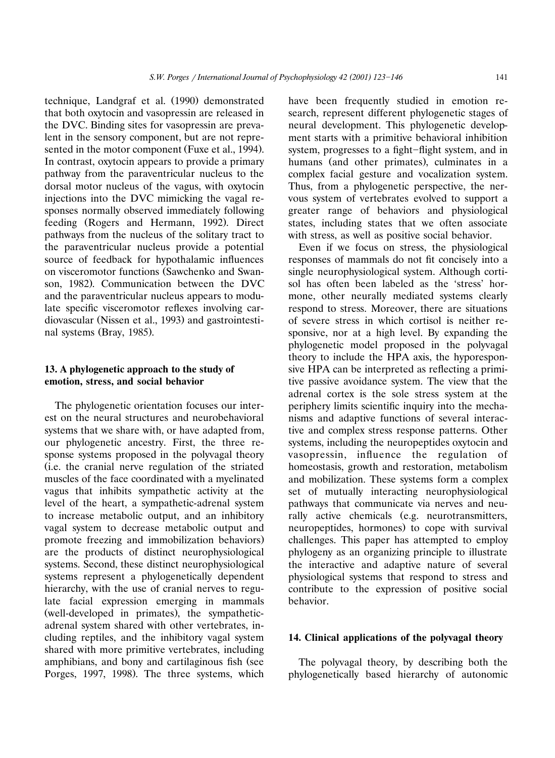technique, Landgraf et al. (1990) demonstrated that both oxytocin and vasopressin are released in the DVC. Binding sites for vasopressin are prevalent in the sensory component, but are not represented in the motor component (Fuxe et al., 1994). In contrast, oxytocin appears to provide a primary pathway from the paraventricular nucleus to the dorsal motor nucleus of the vagus, with oxytocin injections into the DVC mimicking the vagal responses normally observed immediately following feeding (Rogers and Hermann, 1992). Direct pathways from the nucleus of the solitary tract to the paraventricular nucleus provide a potential source of feedback for hypothalamic influences on visceromotor functions (Sawchenko and Swanson, 1982). Communication between the DVC and the paraventricular nucleus appears to modulate specific visceromotor reflexes involving cardiovascular (Nissen et al., 1993) and gastrointestinal systems (Bray, 1985).

## 13. A phylogenetic approach to the study of emotion, stress, and social behavior

The phylogenetic orientation focuses our interest on the neural structures and neurobehavioral systems that we share with, or have adapted from, our phylogenetic ancestry. First, the three response systems proposed in the polyvagal theory (i.e. the cranial nerve regulation of the striated muscles of the face coordinated with a myelinated vagus that inhibits sympathetic activity at the level of the heart, a sympathetic-adrenal system to increase metabolic output, and an inhibitory vagal system to decrease metabolic output and promote freezing and immobilization behaviors) are the products of distinct neurophysiological systems. Second, these distinct neurophysiological systems represent a phylogenetically dependent hierarchy, with the use of cranial nerves to regulate facial expression emerging in mammals (well-developed in primates), the sympathetic-adrenal system shared with other vertebrates, including reptiles, and the inhibitory vagal system shared with more primitive vertebrates, including amphibians, and bony and cartilaginous fish (see Porges, 1997, 1998). The three systems, which have been frequently studied in emotion research, represent different phylogenetic stages of neural development. This phylogenetic development starts with a primitive behavioral inhibition system, progresses to a fight–flight system, and in humans (and other primates), culminates in a complex facial gesture and vocalization system. Thus, from a phylogenetic perspective, the nervous system of vertebrates evolved to support a greater range of behaviors and physiological states, including states that we often associate with stress, as well as positive social behavior.

Even if we focus on stress, the physiological responses of mammals do not fit concisely into a single neurophysiological system. Although cortisol has often been labeled as the 'stress' hormone, other neurally mediated systems clearly respond to stress. Moreover, there are situations of severe stress in which cortisol is neither responsive, nor at a high level. By expanding the phylogenetic model proposed in the polyvagal theory to include the HPA axis, the hyporesponsive HPA can be interpreted as reflecting a primitive passive avoidance system. The view that the adrenal cortex is the sole stress system at the periphery limits scientific inquiry into the mechanisms and adaptive functions of several interactive and complex stress response patterns. Other systems, including the neuropeptides oxytocin and vasopressin, influence the regulation of homeostasis, growth and restoration, metabolism and mobilization. These systems form a complex set of mutually interacting neurophysiological pathways that communicate via nerves and neurally active chemicals (e.g. neurotransmitters, neuropeptides, hormones) to cope with survival challenges. This paper has attempted to employ phylogeny as an organizing principle to illustrate the interactive and adaptive nature of several physiological systems that respond to stress and contribute to the expression of positive social behavior.

## 14. Clinical applications of the polyvagal theory

The polyvagal theory, by describing both the phylogenetically based hierarchy of autonomic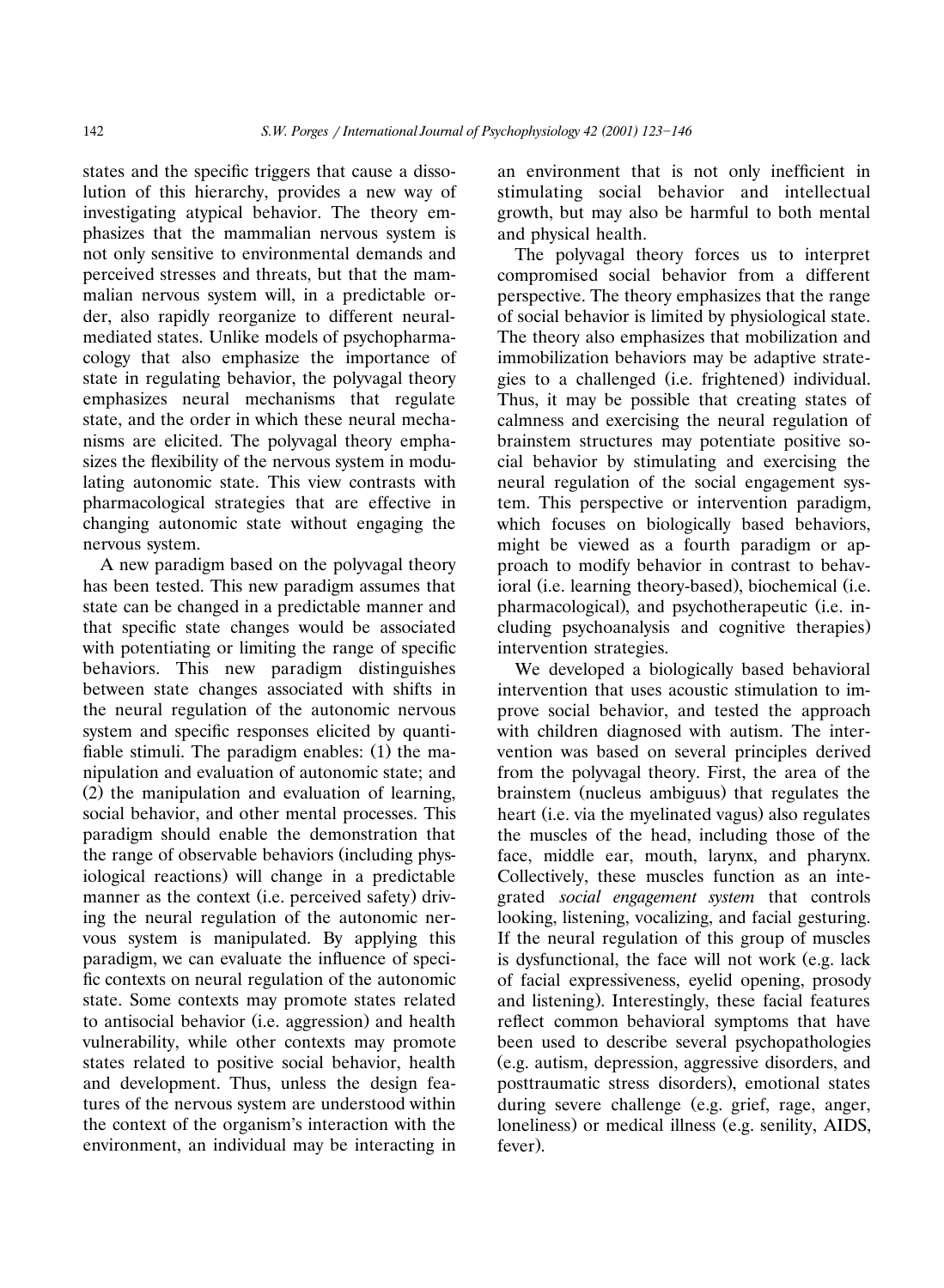states and the specific triggers that cause a dissolution of this hierarchy, provides a new way of investigating atypical behavior. The theory emphasizes that the mammalian nervous system is not only sensitive to environmental demands and perceived stresses and threats, but that the mammalian nervous system will, in a predictable order, also rapidly reorganize to different neural-mediated states. Unlike models of psychopharmacology that also emphasize the importance of state in regulating behavior, the polyvagal theory emphasizes neural mechanisms that regulate state, and the order in which these neural mechanisms are elicited. The polyvagal theory emphasizes the flexibility of the nervous system in modulating autonomic state. This view contrasts with pharmacological strategies that are effective in changing autonomic state without engaging the nervous system.

A new paradigm based on the polyvagal theory has been tested. This new paradigm assumes that state can be changed in a predictable manner and that specific state changes would be associated with potentiating or limiting the range of specific behaviors. This new paradigm distinguishes between state changes associated with shifts in the neural regulation of the autonomic nervous system and specific responses elicited by quantifiable stimuli. The paradigm enables: (1) the manipulation and evaluation of autonomic state; and (2) the manipulation and evaluation of learning, social behavior, and other mental processes. This paradigm should enable the demonstration that the range of observable behaviors (including physiological reactions) will change in a predictable manner as the context (i.e. perceived safety) driving the neural regulation of the autonomic nervous system is manipulated. By applying this paradigm, we can evaluate the influence of specific contexts on neural regulation of the autonomic state. Some contexts may promote states related to antisocial behavior (i.e. aggression) and health vulnerability, while other contexts may promote states related to positive social behavior, health and development. Thus, unless the design features of the nervous system are understood within the context of the organism's interaction with the environment, an individual may be interacting in an environment that is not only inefficient in stimulating social behavior and intellectual growth, but may also be harmful to both mental and physical health.

The polyvagal theory forces us to interpret compromised social behavior from a different perspective. The theory emphasizes that the range of social behavior is limited by physiological state. The theory also emphasizes that mobilization and immobilization behaviors may be adaptive strategies to a challenged (i.e. frightened) individual. Thus, it may be possible that creating states of calmness and exercising the neural regulation of brainstem structures may potentiate positive social behavior by stimulating and exercising the neural regulation of the social engagement system. This perspective or intervention paradigm, which focuses on biologically based behaviors, might be viewed as a fourth paradigm or approach to modify behavior in contrast to behavioral (i.e. learning theory-based), biochemical (i.e. pharmacological), and psychotherapeutic (i.e. including psychoanalysis and cognitive therapies) intervention strategies.

We developed a biologically based behavioral intervention that uses acoustic stimulation to improve social behavior, and tested the approach with children diagnosed with autism. The intervention was based on several principles derived from the polyvagal theory. First, the area of the brainstem (nucleus ambiguus) that regulates the heart (i.e. via the myelinated vagus) also regulates the muscles of the head, including those of the face, middle ear, mouth, larynx, and pharynx. Collectively, these muscles function as an integrated *social engagement system* that controls looking, listening, vocalizing, and facial gesturing. If the neural regulation of this group of muscles is dysfunctional, the face will not work (e.g. lack of facial expressiveness, eyelid opening, prosody and listening). Interestingly, these facial features reflect common behavioral symptoms that have been used to describe several psychopathologies (e.g. autism, depression, aggressive disorders, and posttraumatic stress disorders), emotional states during severe challenge (e.g. grief, rage, anger, loneliness) or medical illness (e.g. senility, AIDS, fever).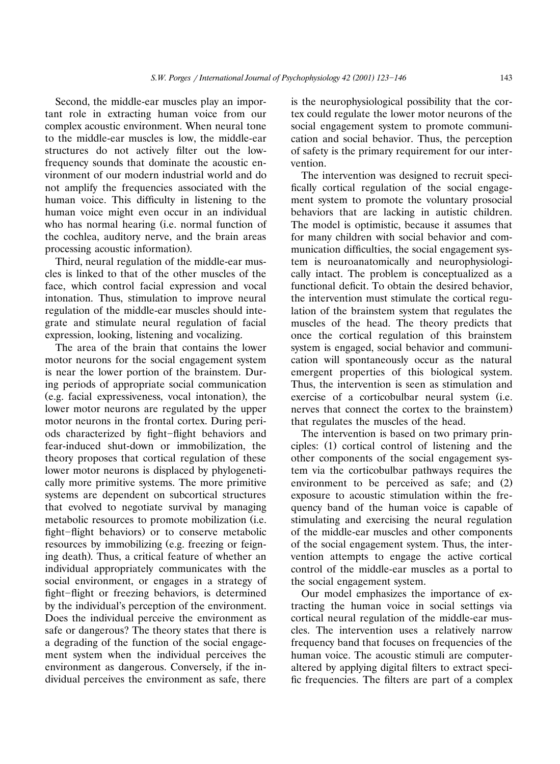Second, the middle-ear muscles play an important role in extracting human voice from our complex acoustic environment. When neural tone to the middle-ear muscles is low, the middle-ear structures do not actively filter out the low-frequency sounds that dominate the acoustic environment of our modern industrial world and do not amplify the frequencies associated with the human voice. This difficulty in listening to the human voice might even occur in an individual who has normal hearing (i.e. normal function of the cochlea, auditory nerve, and the brain areas processing acoustic information).

Third, neural regulation of the middle-ear muscles is linked to that of the other muscles of the face, which control facial expression and vocal intonation. Thus, stimulation to improve neural regulation of the middle-ear muscles should integrate and stimulate neural regulation of facial expression, looking, listening and vocalizing.

The area of the brain that contains the lower motor neurons for the social engagement system is near the lower portion of the brainstem. During periods of appropriate social communication (e.g. facial expressiveness, vocal intonation), the lower motor neurons are regulated by the upper motor neurons in the frontal cortex. During periods characterized by fight–flight behaviors and fear-induced shut-down or immobilization, the theory proposes that cortical regulation of these lower motor neurons is displaced by phylogenetically more primitive systems. The more primitive systems are dependent on subcortical structures that evolved to negotiate survival by managing metabolic resources to promote mobilization (i.e. fight–flight behaviors) or to conserve metabolic resources by immobilizing (e.g. freezing or feigning death). Thus, a critical feature of whether an individual appropriately communicates with the social environment, or engages in a strategy of fight–flight or freezing behaviors, is determined by the individual's perception of the environment. Does the individual perceive the environment as safe or dangerous? The theory states that there is a degrading of the function of the social engagement system when the individual perceives the environment as dangerous. Conversely, if the individual perceives the environment as safe, there is the neurophysiological possibility that the cortex could regulate the lower motor neurons of the social engagement system to promote communication and social behavior. Thus, the perception of safety is the primary requirement for our intervention.

The intervention was designed to recruit specifically cortical regulation of the social engagement system to promote the voluntary prosocial behaviors that are lacking in autistic children. The model is optimistic, because it assumes that for many children with social behavior and communication difficulties, the social engagement system is neuroanatomically and neurophysiologically intact. The problem is conceptualized as a functional deficit. To obtain the desired behavior, the intervention must stimulate the cortical regulation of the brainstem system that regulates the muscles of the head. The theory predicts that once the cortical regulation of this brainstem system is engaged, social behavior and communication will spontaneously occur as the natural emergent properties of this biological system. Thus, the intervention is seen as stimulation and exercise of a corticobulbar neural system (i.e. nerves that connect the cortex to the brainstem) that regulates the muscles of the head.

The intervention is based on two primary principles: (1) cortical control of listening and the other components of the social engagement system via the corticobulbar pathways requires the environment to be perceived as safe; and (2) exposure to acoustic stimulation within the frequency band of the human voice is capable of stimulating and exercising the neural regulation of the middle-ear muscles and other components of the social engagement system. Thus, the intervention attempts to engage the active cortical control of the middle-ear muscles as a portal to the social engagement system.

Our model emphasizes the importance of extracting the human voice in social settings via cortical neural regulation of the middle-ear muscles. The intervention uses a relatively narrow frequency band that focuses on frequencies of the human voice. The acoustic stimuli are computer-altered by applying digital filters to extract specific frequencies. The filters are part of a complex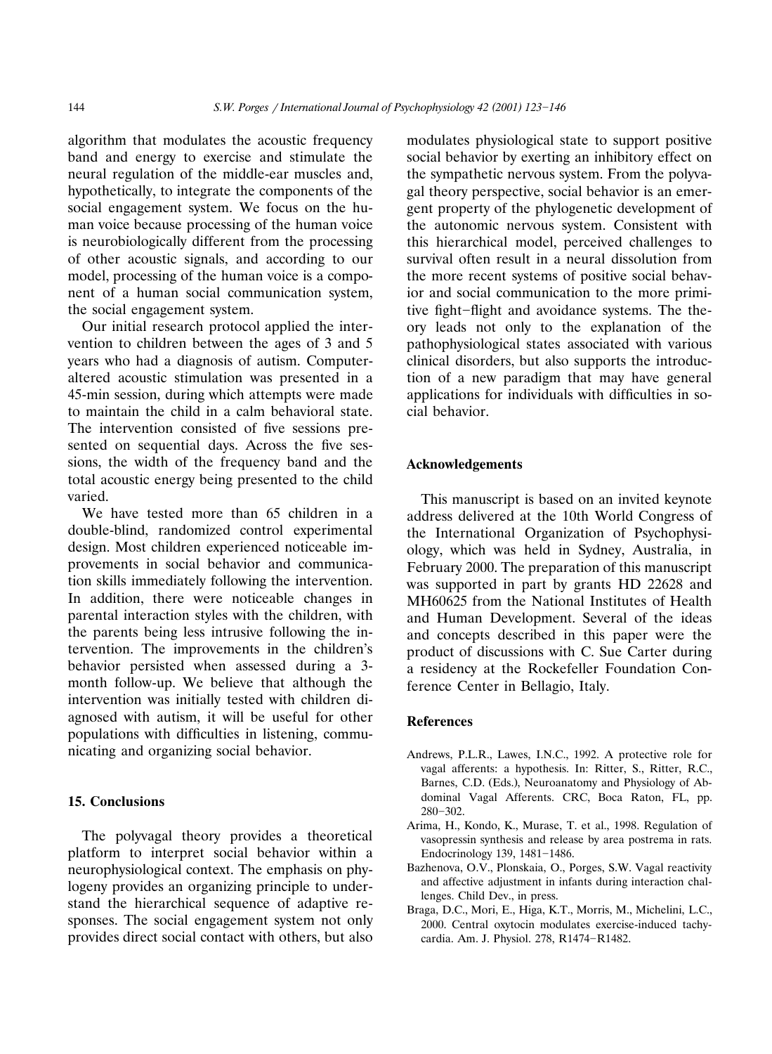algorithm that modulates the acoustic frequency band and energy to exercise and stimulate the neural regulation of the middle-ear muscles and, hypothetically, to integrate the components of the social engagement system. We focus on the human voice because processing of the human voice is neurobiologically different from the processing of other acoustic signals, and according to our model, processing of the human voice is a component of a human social communication system, the social engagement system.

Our initial research protocol applied the intervention to children between the ages of 3 and 5 years who had a diagnosis of autism. Computer-altered acoustic stimulation was presented in a 45-min session, during which attempts were made to maintain the child in a calm behavioral state. The intervention consisted of five sessions presented on sequential days. Across the five sessions, the width of the frequency band and the total acoustic energy being presented to the child varied.

We have tested more than 65 children in a double-blind, randomized control experimental design. Most children experienced noticeable improvements in social behavior and communication skills immediately following the intervention. In addition, there were noticeable changes in parental interaction styles with the children, with the parents being less intrusive following the intervention. The improvements in the children's behavior persisted when assessed during a 3-month follow-up. We believe that although the intervention was initially tested with children diagnosed with autism, it will be useful for other populations with difficulties in listening, communicating and organizing social behavior.

## 15. Conclusions

The polyvagal theory provides a theoretical platform to interpret social behavior within a neurophysiological context. The emphasis on phylogeny provides an organizing principle to understand the hierarchical sequence of adaptive responses. The social engagement system not only provides direct social contact with others, but also modulates physiological state to support positive social behavior by exerting an inhibitory effect on the sympathetic nervous system. From the polyvagal theory perspective, social behavior is an emergent property of the phylogenetic development of the autonomic nervous system. Consistent with this hierarchical model, perceived challenges to survival often result in a neural dissolution from the more recent systems of positive social behavior and social communication to the more primitive fight–flight and avoidance systems. The theory leads not only to the explanation of the pathophysiological states associated with various clinical disorders, but also supports the introduction of a new paradigm that may have general applications for individuals with difficulties in social behavior.

## Acknowledgements

This manuscript is based on an invited keynote address delivered at the 10th World Congress of the International Organization of Psychophysiology, which was held in Sydney, Australia, in February 2000. The preparation of this manuscript was supported in part by grants HD 22628 and MH60625 from the National Institutes of Health and Human Development. Several of the ideas and concepts described in this paper were the product of discussions with C. Sue Carter during a residency at the Rockefeller Foundation Conference Center in Bellagio, Italy.

## References

- Andrews, P.L.R., Lawes, I.N.C., 1992. A protective role for vagal afferents: a hypothesis. In: Ritter, S., Ritter, R.C., Barnes, C.D. (Eds.), Neuroanatomy and Physiology of Abdominal Vagal Afferents. CRC, Boca Raton, FL, pp. 280–302.
- Arima, H., Kondo, K., Murase, T. et al., 1998. Regulation of vasopressin synthesis and release by area postrema in rats. Endocrinology 139, 1481–1486.
- Bazhenova, O.V., Plonskaia, O., Porges, S.W. Vagal reactivity and affective adjustment in infants during interaction challenges. Child Dev., in press.
- Braga, D.C., Mori, E., Higa, K.T., Morris, M., Michelini, L.C., 2000. Central oxytocin modulates exercise-induced tachycardia. Am. J. Physiol. 278, R1474–R1482.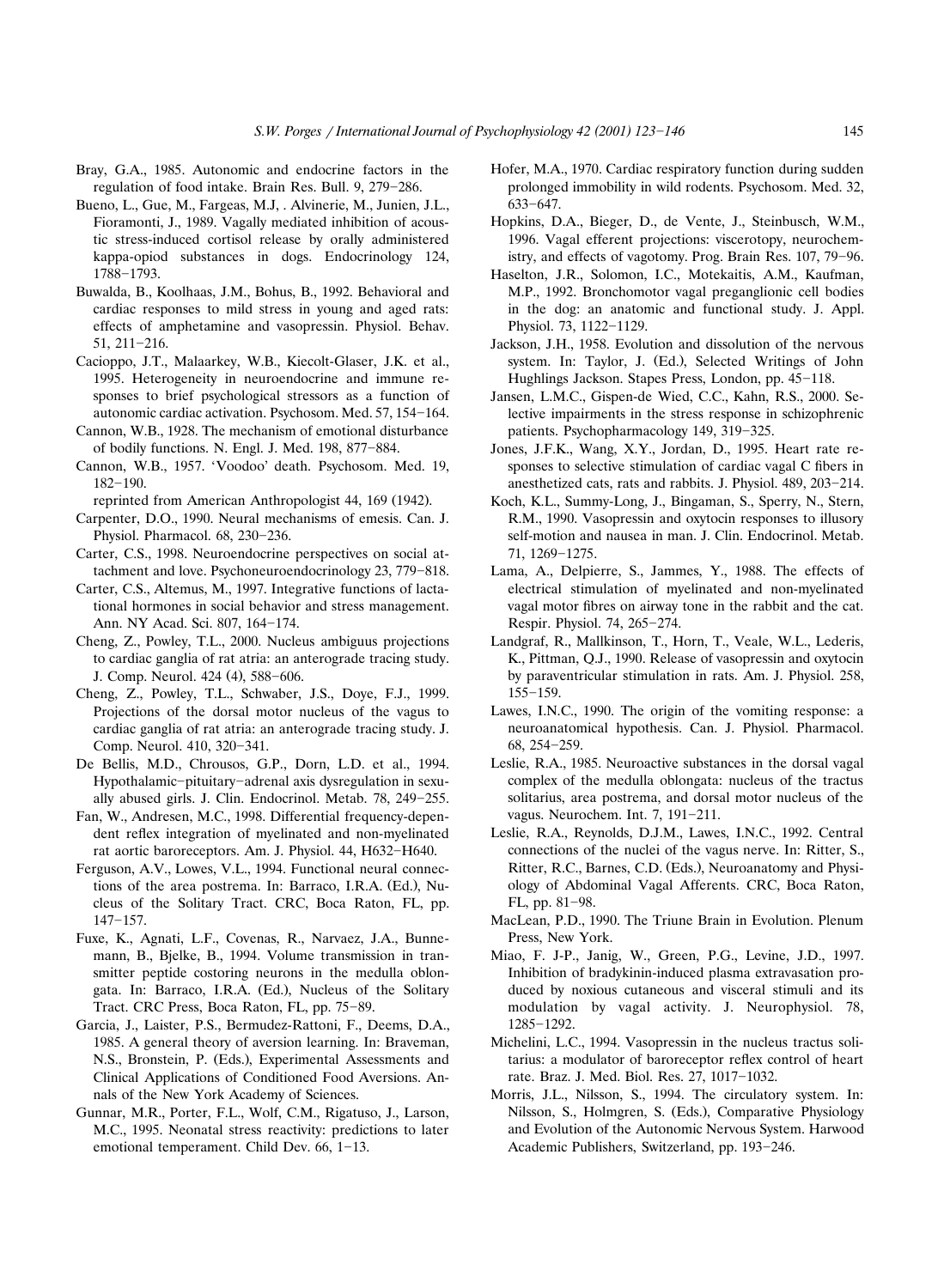Bray, G.A., 1985. Autonomic and endocrine factors in the regulation of food intake. Brain Res. Bull. 9, 279–286.

Bueno, L., Gue, M., Fargeas, M.J, . Alvinerie, M., Junien, J.L., Fioramonti, J., 1989. Vagally mediated inhibition of acoustic stress-induced cortisol release by orally administered kappa-opioid substances in dogs. Endocrinology 124, 1788–1793.

Buwalda, B., Koolhaas, J.M., Bohus, B., 1992. Behavioral and cardiac responses to mild stress in young and aged rats: effects of amphetamine and vasopressin. Physiol. Behav. 51, 211–216.

Cacioppo, J.T., Malaarkey, W.B., Kiecolt-Glaser, J.K. et al., 1995. Heterogeneity in neuroendocrine and immune responses to brief psychological stressors as a function of autonomic cardiac activation. Psychosom. Med. 57, 154–164.

Cannon, W.B., 1928. The mechanism of emotional disturbance of bodily functions. N. Engl. J. Med. 198, 877–884.

Cannon, W.B., 1957. 'Voodoo' death. Psychosom. Med. 19, 182–190.
reprinted from American Anthropologist 44, 169 (1942).

Carpenter, D.O., 1990. Neural mechanisms of emesis. Can. J. Physiol. Pharmacol. 68, 230–236.

Carter, C.S., 1998. Neuroendocrine perspectives on social attachment and love. Psychoneuroendocrinology 23, 779–818.

Carter, C.S., Altemus, M., 1997. Integrative functions of lactational hormones in social behavior and stress management. Ann. NY Acad. Sci. 807, 164–174.

Cheng, Z., Powley, T.L., 2000. Nucleus ambiguus projections to cardiac ganglia of rat atria: an anterograde tracing study. J. Comp. Neurol. 424 (4), 588–606.

Cheng, Z., Powley, T.L., Schwaber, J.S., Doye, F.J., 1999. Projections of the dorsal motor nucleus of the vagus to cardiac ganglia of rat atria: an anterograde tracing study. J. Comp. Neurol. 410, 320–341.

De Bellis, M.D., Chrousos, G.P., Dorn, L.D. et al., 1994. Hypothalamic–pituitary–adrenal axis dysregulation in sexually abused girls. J. Clin. Endocrinol. Metab. 78, 249–255.

Fan, W., Andresen, M.C., 1998. Differential frequency-dependent reflex integration of myelinated and non-myelinated rat aortic baroreceptors. Am. J. Physiol. 44, H632–H640.

Ferguson, A.V., Lowes, V.L., 1994. Functional neural connections of the area postrema. In: Barraco, I.R.A. (Ed.), Nucleus of the Solitary Tract. CRC, Boca Raton, FL, pp. 147–157.

Fuxe, K., Agnati, L.F., Covenas, R., Narvaez, J.A., Bunnemann, B., Bjelke, B., 1994. Volume transmission in transmitter peptide costoring neurons in the medulla oblongata. In: Barraco, I.R.A. (Ed.), Nucleus of the Solitary Tract. CRC Press, Boca Raton, FL, pp. 75–89.

Garcia, J., Laister, P.S., Bermudez-Rattoni, F., Deems, D.A., 1985. A general theory of aversion learning. In: Braveman, N.S., Bronstein, P. (Eds.), Experimental Assessments and Clinical Applications of Conditioned Food Aversions. Annals of the New York Academy of Sciences.

Gunnar, M.R., Porter, F.L., Wolf, C.M., Rigatuso, J., Larson, M.C., 1995. Neonatal stress reactivity: predictions to later emotional temperament. Child Dev. 66, 1–13.

Hofer, M.A., 1970. Cardiac respiratory function during sudden prolonged immobility in wild rodents. Psychosom. Med. 32, 633–647.

Hopkins, D.A., Bieger, D., de Vente, J., Steinbusch, W.M., 1996. Vagal efferent projections: viscerotopy, neurochemistry, and effects of vagotomy. Prog. Brain Res. 107, 79–96.

Haselton, J.R., Solomon, I.C., Motekaitis, A.M., Kaufman, M.P., 1992. Bronchomotor vagal preganglionic cell bodies in the dog: an anatomic and functional study. J. Appl. Physiol. 73, 1122–1129.

Jackson, J.H., 1958. Evolution and dissolution of the nervous system. In: Taylor, J. (Ed.), Selected Writings of John Hughlings Jackson. Stapes Press, London, pp. 45–118.

Jansen, L.M.C., Gispen-de Wied, C.C., Kahn, R.S., 2000. Selective impairments in the stress response in schizophrenic patients. Psychopharmacology 149, 319–325.

Jones, J.F.K., Wang, X.Y., Jordan, D., 1995. Heart rate responses to selective stimulation of cardiac vagal C fibers in anesthetized cats, rats and rabbits. J. Physiol. 489, 203–214.

Koch, K.L., Summy-Long, J., Bingaman, S., Sperry, N., Stern, R.M., 1990. Vasopressin and oxytocin responses to illusory self-motion and nausea in man. J. Clin. Endocrinol. Metab. 71, 1269–1275.

Lama, A., Delpierre, S., Jammes, Y., 1988. The effects of electrical stimulation of myelinated and non-myelinated vagal motor fibres on airway tone in the rabbit and the cat. Respir. Physiol. 74, 265–274.

Landgraf, R., Mallkinson, T., Horn, T., Veale, W.L., Lederis, K., Pittman, Q.J., 1990. Release of vasopressin and oxytocin by paraventricular stimulation in rats. Am. J. Physiol. 258, 155–159.

Lawes, I.N.C., 1990. The origin of the vomiting response: a neuroanatomical hypothesis. Can. J. Physiol. Pharmacol. 68, 254–259.

Leslie, R.A., 1985. Neuroactive substances in the dorsal vagal complex of the medulla oblongata: nucleus of the tractus solitarius, area postrema, and dorsal motor nucleus of the vagus. Neurochem. Int. 7, 191–211.

Leslie, R.A., Reynolds, D.J.M., Lawes, I.N.C., 1992. Central connections of the nuclei of the vagus nerve. In: Ritter, S., Ritter, R.C., Barnes, C.D. (Eds.), Neuroanatomy and Physiology of Abdominal Vagal Afferents. CRC, Boca Raton, FL, pp. 81–98.

MacLean, P.D., 1990. The Triune Brain in Evolution. Plenum Press, New York.

Miao, F. J-P., Janig, W., Green, P.G., Levine, J.D., 1997. Inhibition of bradykinin-induced plasma extravasation produced by noxious cutaneous and visceral stimuli and its modulation by vagal activity. J. Neurophysiol. 78, 1285–1292.

Michelini, L.C., 1994. Vasopressin in the nucleus tractus solitarius: a modulator of baroreceptor reflex control of heart rate. Braz. J. Med. Biol. Res. 27, 1017–1032.

Morris, J.L., Nilsson, S., 1994. The circulatory system. In: Nilsson, S., Holmgren, S. (Eds.), Comparative Physiology and Evolution of the Autonomic Nervous System. Harwood Academic Publishers, Switzerland, pp. 193–246.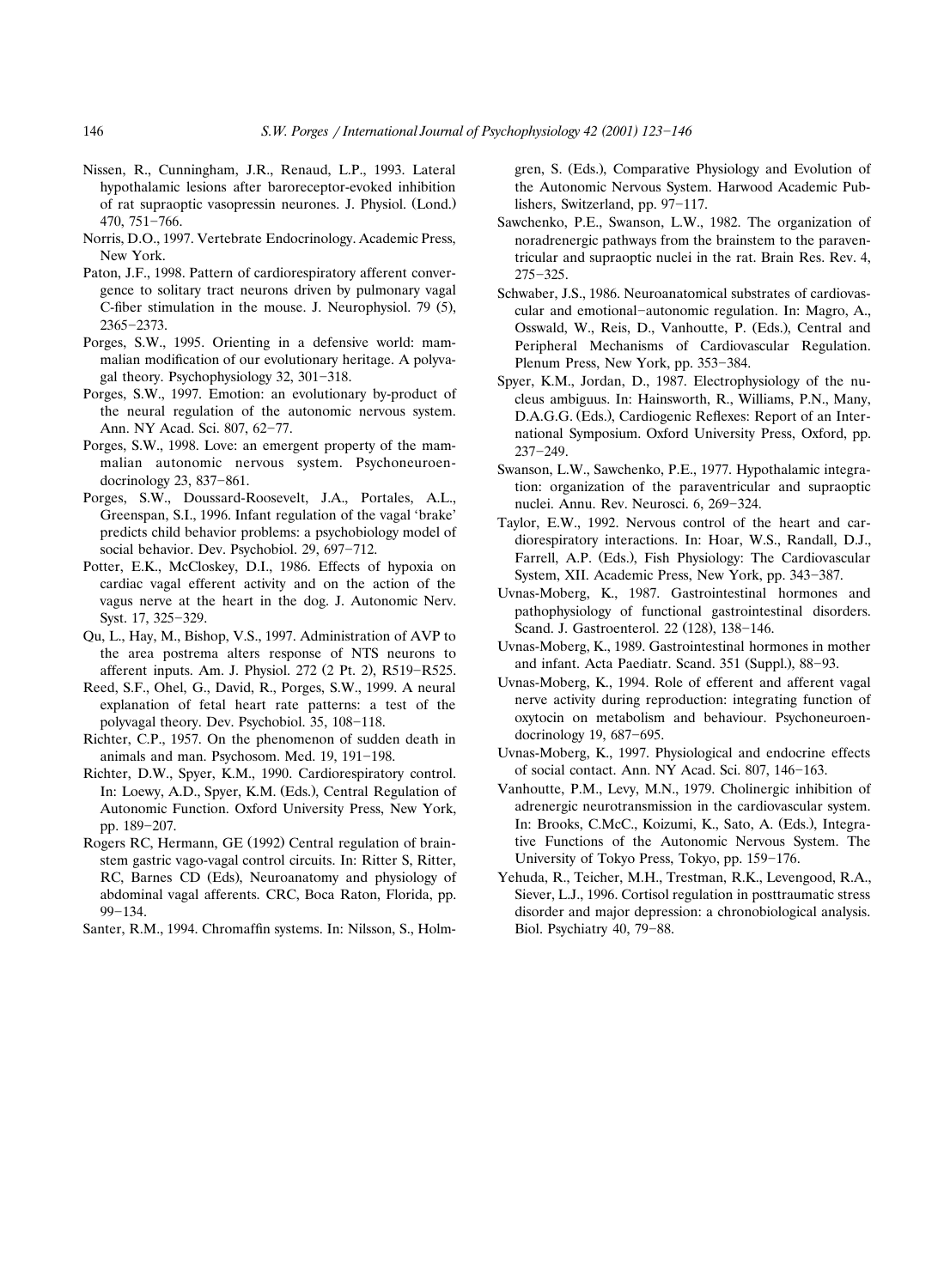Nissen, R., Cunningham, J.R., Renaud, L.P., 1993. Lateral hypothalamic lesions after baroreceptor-evoked inhibition of rat supraoptic vasopressin neurones. J. Physiol. (Lond.) 470, 751–766.

Norris, D.O., 1997. Vertebrate Endocrinology. Academic Press, New York.

Paton, J.F., 1998. Pattern of cardiorespiratory afferent convergence to solitary tract neurons driven by pulmonary vagal C-fiber stimulation in the mouse. J. Neurophysiol. 79 (5), 2365–2373.

Porges, S.W., 1995. Orienting in a defensive world: mammalian modification of our evolutionary heritage. A polyvagal theory. Psychophysiology 32, 301–318.

Porges, S.W., 1997. Emotion: an evolutionary by-product of the neural regulation of the autonomic nervous system. Ann. NY Acad. Sci. 807, 62–77.

Porges, S.W., 1998. Love: an emergent property of the mammalian autonomic nervous system. Psychoneuroendocrinology 23, 837–861.

Porges, S.W., Doussard-Roosevelt, J.A., Portales, A.L., Greenspan, S.I., 1996. Infant regulation of the vagal 'brake' predicts child behavior problems: a psychobiology model of social behavior. Dev. Psychobiol. 29, 697–712.

Potter, E.K., McCloskey, D.I., 1986. Effects of hypoxia on cardiac vagal efferent activity and on the action of the vagus nerve at the heart in the dog. J. Autonomic Nerv. Syst. 17, 325–329.

Qu, L., Hay, M., Bishop, V.S., 1997. Administration of AVP to the area postrema alters response of NTS neurons to afferent inputs. Am. J. Physiol. 272 (2 Pt. 2), R519–R525.

Reed, S.F., Ohel, G., David, R., Porges, S.W., 1999. A neural explanation of fetal heart rate patterns: a test of the polyvagal theory. Dev. Psychobiol. 35, 108–118.

Richter, C.P., 1957. On the phenomenon of sudden death in animals and man. Psychosom. Med. 19, 191–198.

Richter, D.W., Spyer, K.M., 1990. Cardiorespiratory control. In: Loewy, A.D., Spyer, K.M. (Eds.), Central Regulation of Autonomic Function. Oxford University Press, New York, pp. 189–207.

Rogers RC, Hermann, GE (1992) Central regulation of brainstem gastric vago-vagal control circuits. In: Ritter S, Ritter, RC, Barnes CD (Eds), Neuroanatomy and physiology of abdominal vagal afferents. CRC, Boca Raton, Florida, pp. 99–134.

Santer, R.M., 1994. Chromaffin systems. In: Nilsson, S., Holmgren, S. (Eds.), Comparative Physiology and Evolution of the Autonomic Nervous System. Harwood Academic Publishers, Switzerland, pp. 97–117.

Sawchenko, P.E., Swanson, L.W., 1982. The organization of noradrenergic pathways from the brainstem to the paraventricular and supraoptic nuclei in the rat. Brain Res. Rev. 4, 275–325.

Schwaber, J.S., 1986. Neuroanatomical substrates of cardiovascular and emotional–autonomic regulation. In: Magro, A., Osswald, W., Reis, D., Vanhoutte, P. (Eds.), Central and Peripheral Mechanisms of Cardiovascular Regulation. Plenum Press, New York, pp. 353–384.

Spyer, K.M., Jordan, D., 1987. Electrophysiology of the nucleus ambiguus. In: Hainsworth, R., Williams, P.N., Many, D.A.G.G. (Eds.), Cardiogenic Reflexes: Report of an International Symposium. Oxford University Press, Oxford, pp. 237–249.

Swanson, L.W., Sawchenko, P.E., 1977. Hypothalamic integration: organization of the paraventricular and supraoptic nuclei. Annu. Rev. Neurosci. 6, 269–324.

Taylor, E.W., 1992. Nervous control of the heart and cardiorespiratory interactions. In: Hoar, W.S., Randall, D.J., Farrell, A.P. (Eds.), Fish Physiology: The Cardiovascular System, XII. Academic Press, New York, pp. 343–387.

Uvnas-Moberg, K., 1987. Gastrointestinal hormones and pathophysiology of functional gastrointestinal disorders. Scand. J. Gastroenterol. 22 (128), 138–146.

Uvnas-Moberg, K., 1989. Gastrointestinal hormones in mother and infant. Acta Paediatr. Scand. 351 (Suppl.), 88–93.

Uvnas-Moberg, K., 1994. Role of efferent and afferent vagal nerve activity during reproduction: integrating function of oxytocin on metabolism and behaviour. Psychoneuroendocrinology 19, 687–695.

Uvnas-Moberg, K., 1997. Physiological and endocrine effects of social contact. Ann. NY Acad. Sci. 807, 146–163.

Vanhoutte, P.M., Levy, M.N., 1979. Cholinergic inhibition of adrenergic neurotransmission in the cardiovascular system. In: Brooks, C.McC., Koizumi, K., Sato, A. (Eds.), Integrative Functions of the Autonomic Nervous System. The University of Tokyo Press, Tokyo, pp. 159–176.

Yehuda, R., Teicher, M.H., Trestman, R.K., Levengood, R.A., Siever, L.J., 1996. Cortisol regulation in posttraumatic stress disorder and major depression: a chronobiological analysis. Biol. Psychiatry 40, 79–88.